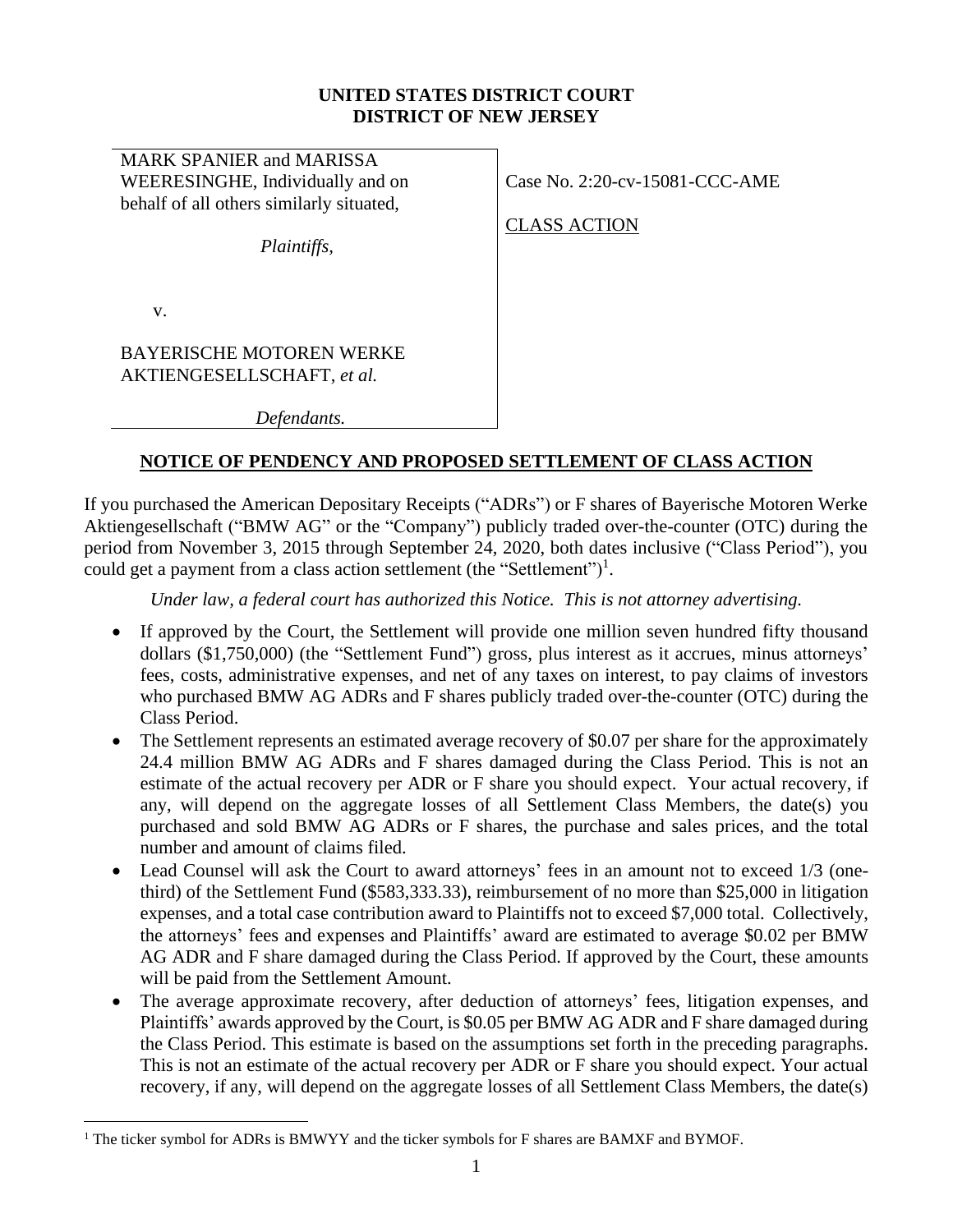**UNITED STATES DISTRICT COURT**
**DISTRICT OF NEW JERSEY**

| | |
|---|---|
| MARK SPANIER and MARISSA WEERESINGHE, Individually and on behalf of all others similarly situated,<br><br>*Plaintiffs,*<br><br>v.<br><br>BAYERISCHE MOTOREN WERKE AKTIENGESELLSCHAFT, *et al.*<br><br>*Defendants.* | Case No. 2:20-cv-15081-CCC-AME<br><br>CLASS ACTION |

## NOTICE OF PENDENCY AND PROPOSED SETTLEMENT OF CLASS ACTION

If you purchased the American Depositary Receipts ("ADRs") or F shares of Bayerische Motoren Werke Aktiengesellschaft ("BMW AG" or the "Company") publicly traded over-the-counter (OTC) during the period from November 3, 2015 through September 24, 2020, both dates inclusive ("Class Period"), you could get a payment from a class action settlement (the "Settlement")[1].

*Under law, a federal court has authorized this Notice. This is not attorney advertising.*

- If approved by the Court, the Settlement will provide one million seven hundred fifty thousand dollars ($1,750,000) (the "Settlement Fund") gross, plus interest as it accrues, minus attorneys' fees, costs, administrative expenses, and net of any taxes on interest, to pay claims of investors who purchased BMW AG ADRs and F shares publicly traded over-the-counter (OTC) during the Class Period.
- The Settlement represents an estimated average recovery of $0.07 per share for the approximately 24.4 million BMW AG ADRs and F shares damaged during the Class Period. This is not an estimate of the actual recovery per ADR or F share you should expect. Your actual recovery, if any, will depend on the aggregate losses of all Settlement Class Members, the date(s) you purchased and sold BMW AG ADRs or F shares, the purchase and sales prices, and the total number and amount of claims filed.
- Lead Counsel will ask the Court to award attorneys' fees in an amount not to exceed 1/3 (one-third) of the Settlement Fund ($583,333.33), reimbursement of no more than $25,000 in litigation expenses, and a total case contribution award to Plaintiffs not to exceed $7,000 total. Collectively, the attorneys' fees and expenses and Plaintiffs' award are estimated to average $0.02 per BMW AG ADR and F share damaged during the Class Period. If approved by the Court, these amounts will be paid from the Settlement Amount.
- The average approximate recovery, after deduction of attorneys' fees, litigation expenses, and Plaintiffs' awards approved by the Court, is $0.05 per BMW AG ADR and F share damaged during the Class Period. This estimate is based on the assumptions set forth in the preceding paragraphs. This is not an estimate of the actual recovery per ADR or F share you should expect. Your actual recovery, if any, will depend on the aggregate losses of all Settlement Class Members, the date(s)

[1] The ticker symbol for ADRs is BMWYY and the ticker symbols for F shares are BAMXF and BYMOF.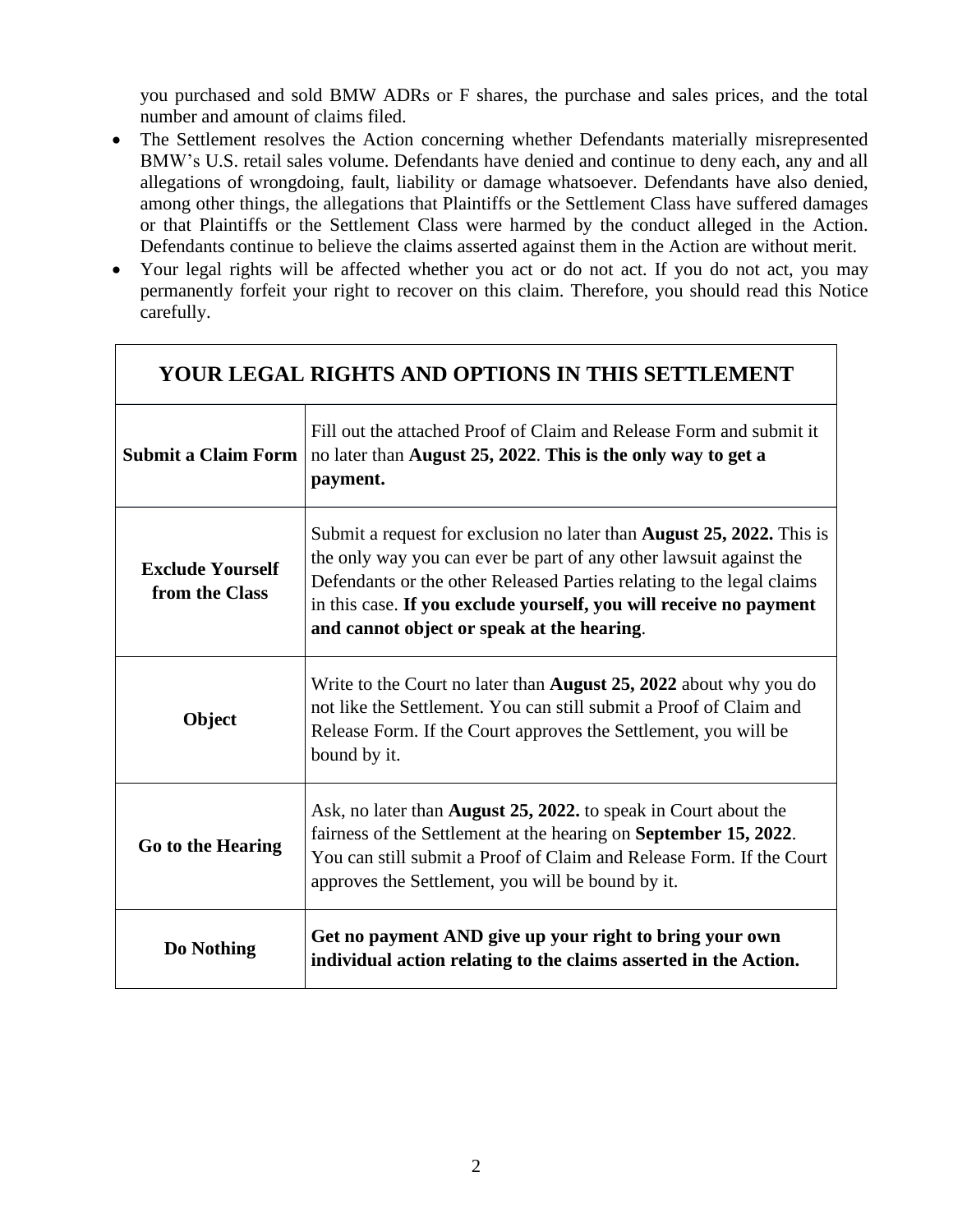you purchased and sold BMW ADRs or F shares, the purchase and sales prices, and the total number and amount of claims filed.

- The Settlement resolves the Action concerning whether Defendants materially misrepresented BMW's U.S. retail sales volume. Defendants have denied and continue to deny each, any and all allegations of wrongdoing, fault, liability or damage whatsoever. Defendants have also denied, among other things, the allegations that Plaintiffs or the Settlement Class have suffered damages or that Plaintiffs or the Settlement Class were harmed by the conduct alleged in the Action. Defendants continue to believe the claims asserted against them in the Action are without merit.
- Your legal rights will be affected whether you act or do not act. If you do not act, you may permanently forfeit your right to recover on this claim. Therefore, you should read this Notice carefully.

| **YOUR LEGAL RIGHTS AND OPTIONS IN THIS SETTLEMENT** | |
|---|---|
| **Submit a Claim Form** | Fill out the attached Proof of Claim and Release Form and submit it no later than **August 25, 2022**. **This is the only way to get a payment.** |
| **Exclude Yourself from the Class** | Submit a request for exclusion no later than **August 25, 2022.** This is the only way you can ever be part of any other lawsuit against the Defendants or the other Released Parties relating to the legal claims in this case. **If you exclude yourself, you will receive no payment and cannot object or speak at the hearing**. |
| **Object** | Write to the Court no later than **August 25, 2022** about why you do not like the Settlement. You can still submit a Proof of Claim and Release Form. If the Court approves the Settlement, you will be bound by it. |
| **Go to the Hearing** | Ask, no later than **August 25, 2022.** to speak in Court about the fairness of the Settlement at the hearing on **September 15, 2022**. You can still submit a Proof of Claim and Release Form. If the Court approves the Settlement, you will be bound by it. |
| **Do Nothing** | **Get no payment AND give up your right to bring your own individual action relating to the claims asserted in the Action.** |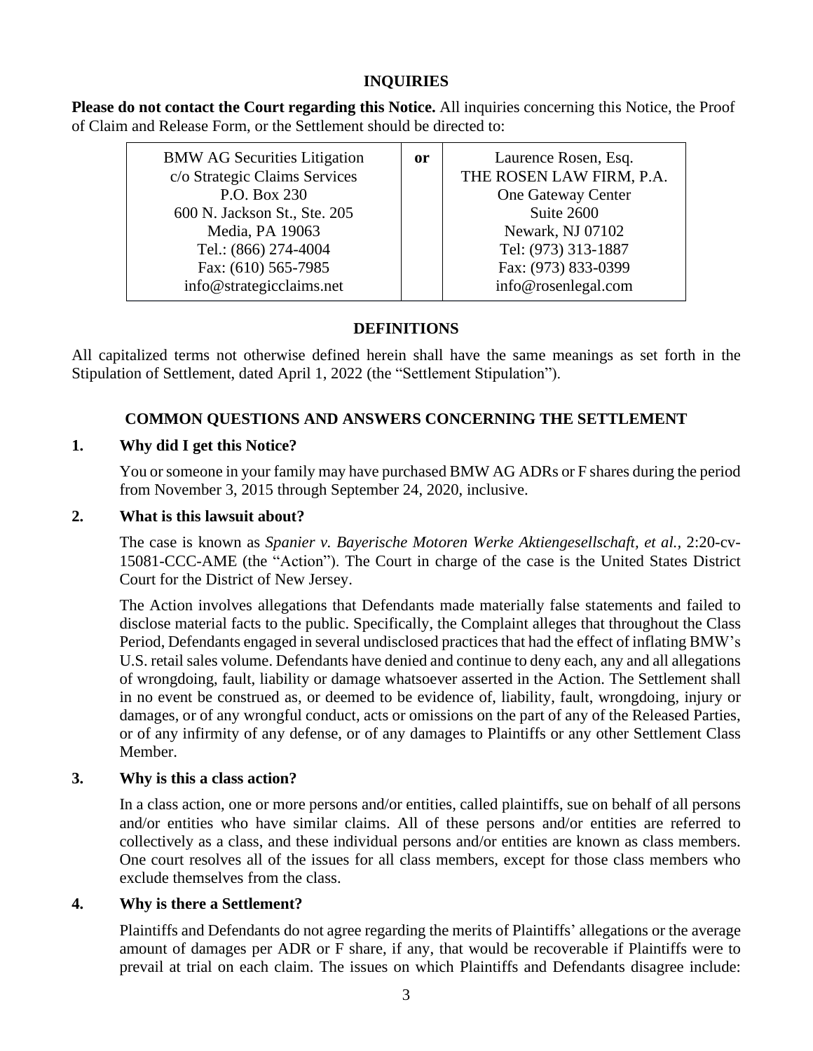## INQUIRIES

**Please do not contact the Court regarding this Notice.** All inquiries concerning this Notice, the Proof of Claim and Release Form, or the Settlement should be directed to:

| BMW AG Securities Litigation<br>c/o Strategic Claims Services<br>P.O. Box 230<br>600 N. Jackson St., Ste. 205<br>Media, PA 19063<br>Tel.: (866) 274-4004<br>Fax: (610) 565-7985<br>info@strategicclaims.net | **or** | Laurence Rosen, Esq.<br>THE ROSEN LAW FIRM, P.A.<br>One Gateway Center<br>Suite 2600<br>Newark, NJ 07102<br>Tel: (973) 313-1887<br>Fax: (973) 833-0399<br>info@rosenlegal.com |
|---|---|---|

## DEFINITIONS

All capitalized terms not otherwise defined herein shall have the same meanings as set forth in the Stipulation of Settlement, dated April 1, 2022 (the "Settlement Stipulation").

## COMMON QUESTIONS AND ANSWERS CONCERNING THE SETTLEMENT

### 1. Why did I get this Notice?

You or someone in your family may have purchased BMW AG ADRs or F shares during the period from November 3, 2015 through September 24, 2020, inclusive.

### 2. What is this lawsuit about?

The case is known as *Spanier v. Bayerische Motoren Werke Aktiengesellschaft, et al.*, 2:20-cv-15081-CCC-AME (the "Action"). The Court in charge of the case is the United States District Court for the District of New Jersey.

The Action involves allegations that Defendants made materially false statements and failed to disclose material facts to the public. Specifically, the Complaint alleges that throughout the Class Period, Defendants engaged in several undisclosed practices that had the effect of inflating BMW's U.S. retail sales volume. Defendants have denied and continue to deny each, any and all allegations of wrongdoing, fault, liability or damage whatsoever asserted in the Action. The Settlement shall in no event be construed as, or deemed to be evidence of, liability, fault, wrongdoing, injury or damages, or of any wrongful conduct, acts or omissions on the part of any of the Released Parties, or of any infirmity of any defense, or of any damages to Plaintiffs or any other Settlement Class Member.

### 3. Why is this a class action?

In a class action, one or more persons and/or entities, called plaintiffs, sue on behalf of all persons and/or entities who have similar claims. All of these persons and/or entities are referred to collectively as a class, and these individual persons and/or entities are known as class members. One court resolves all of the issues for all class members, except for those class members who exclude themselves from the class.

### 4. Why is there a Settlement?

Plaintiffs and Defendants do not agree regarding the merits of Plaintiffs' allegations or the average amount of damages per ADR or F share, if any, that would be recoverable if Plaintiffs were to prevail at trial on each claim. The issues on which Plaintiffs and Defendants disagree include: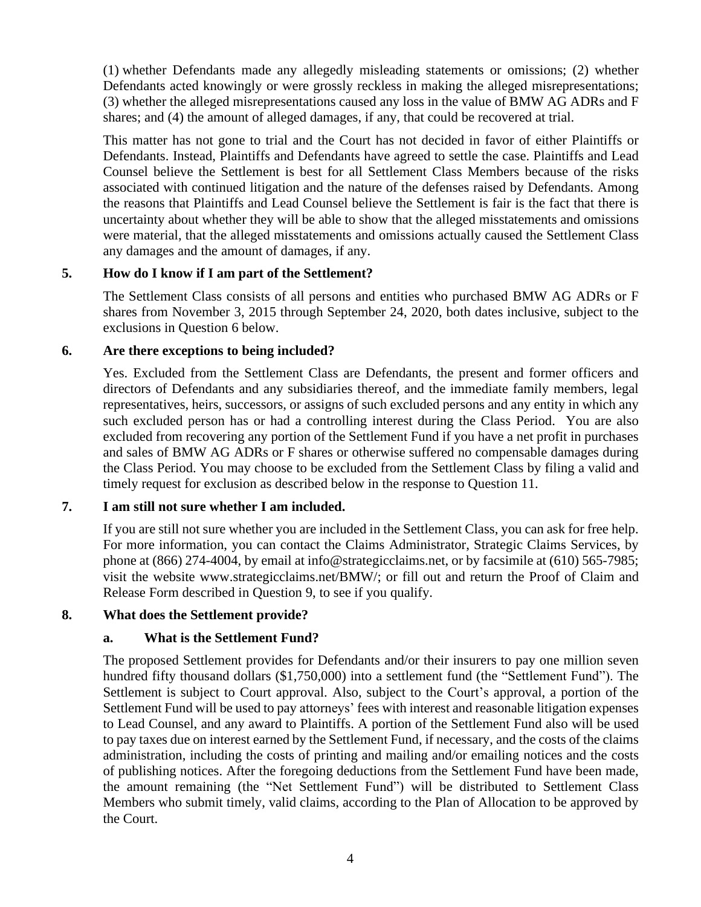(1) whether Defendants made any allegedly misleading statements or omissions; (2) whether Defendants acted knowingly or were grossly reckless in making the alleged misrepresentations; (3) whether the alleged misrepresentations caused any loss in the value of BMW AG ADRs and F shares; and (4) the amount of alleged damages, if any, that could be recovered at trial.

This matter has not gone to trial and the Court has not decided in favor of either Plaintiffs or Defendants. Instead, Plaintiffs and Defendants have agreed to settle the case. Plaintiffs and Lead Counsel believe the Settlement is best for all Settlement Class Members because of the risks associated with continued litigation and the nature of the defenses raised by Defendants. Among the reasons that Plaintiffs and Lead Counsel believe the Settlement is fair is the fact that there is uncertainty about whether they will be able to show that the alleged misstatements and omissions were material, that the alleged misstatements and omissions actually caused the Settlement Class any damages and the amount of damages, if any.

### 5. How do I know if I am part of the Settlement?

The Settlement Class consists of all persons and entities who purchased BMW AG ADRs or F shares from November 3, 2015 through September 24, 2020, both dates inclusive, subject to the exclusions in Question 6 below.

### 6. Are there exceptions to being included?

Yes. Excluded from the Settlement Class are Defendants, the present and former officers and directors of Defendants and any subsidiaries thereof, and the immediate family members, legal representatives, heirs, successors, or assigns of such excluded persons and any entity in which any such excluded person has or had a controlling interest during the Class Period. You are also excluded from recovering any portion of the Settlement Fund if you have a net profit in purchases and sales of BMW AG ADRs or F shares or otherwise suffered no compensable damages during the Class Period. You may choose to be excluded from the Settlement Class by filing a valid and timely request for exclusion as described below in the response to Question 11.

### 7. I am still not sure whether I am included.

If you are still not sure whether you are included in the Settlement Class, you can ask for free help. For more information, you can contact the Claims Administrator, Strategic Claims Services, by phone at (866) 274-4004, by email at info@strategicclaims.net, or by facsimile at (610) 565-7985; visit the website www.strategicclaims.net/BMW/; or fill out and return the Proof of Claim and Release Form described in Question 9, to see if you qualify.

### 8. What does the Settlement provide?

#### a. What is the Settlement Fund?

The proposed Settlement provides for Defendants and/or their insurers to pay one million seven hundred fifty thousand dollars ($1,750,000) into a settlement fund (the "Settlement Fund"). The Settlement is subject to Court approval. Also, subject to the Court's approval, a portion of the Settlement Fund will be used to pay attorneys' fees with interest and reasonable litigation expenses to Lead Counsel, and any award to Plaintiffs. A portion of the Settlement Fund also will be used to pay taxes due on interest earned by the Settlement Fund, if necessary, and the costs of the claims administration, including the costs of printing and mailing and/or emailing notices and the costs of publishing notices. After the foregoing deductions from the Settlement Fund have been made, the amount remaining (the "Net Settlement Fund") will be distributed to Settlement Class Members who submit timely, valid claims, according to the Plan of Allocation to be approved by the Court.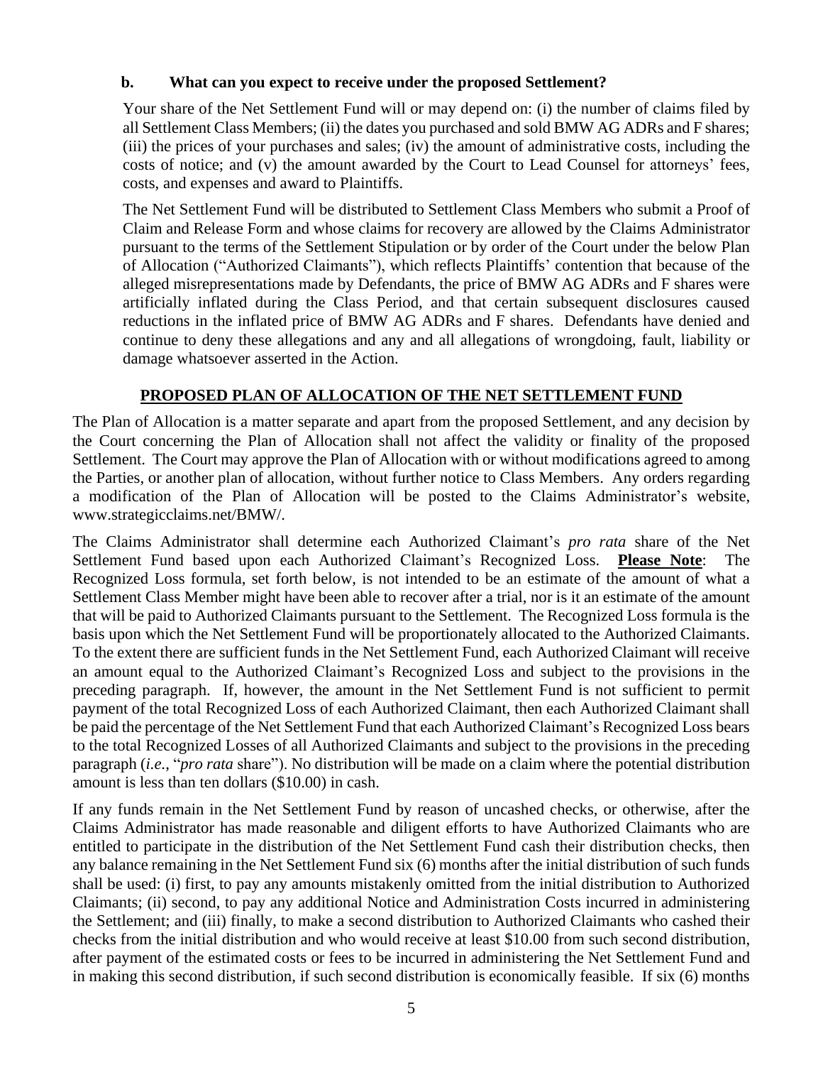### b. What can you expect to receive under the proposed Settlement?

Your share of the Net Settlement Fund will or may depend on: (i) the number of claims filed by all Settlement Class Members; (ii) the dates you purchased and sold BMW AG ADRs and F shares; (iii) the prices of your purchases and sales; (iv) the amount of administrative costs, including the costs of notice; and (v) the amount awarded by the Court to Lead Counsel for attorneys' fees, costs, and expenses and award to Plaintiffs.

The Net Settlement Fund will be distributed to Settlement Class Members who submit a Proof of Claim and Release Form and whose claims for recovery are allowed by the Claims Administrator pursuant to the terms of the Settlement Stipulation or by order of the Court under the below Plan of Allocation ("Authorized Claimants"), which reflects Plaintiffs' contention that because of the alleged misrepresentations made by Defendants, the price of BMW AG ADRs and F shares were artificially inflated during the Class Period, and that certain subsequent disclosures caused reductions in the inflated price of BMW AG ADRs and F shares. Defendants have denied and continue to deny these allegations and any and all allegations of wrongdoing, fault, liability or damage whatsoever asserted in the Action.

## PROPOSED PLAN OF ALLOCATION OF THE NET SETTLEMENT FUND

The Plan of Allocation is a matter separate and apart from the proposed Settlement, and any decision by the Court concerning the Plan of Allocation shall not affect the validity or finality of the proposed Settlement. The Court may approve the Plan of Allocation with or without modifications agreed to among the Parties, or another plan of allocation, without further notice to Class Members. Any orders regarding a modification of the Plan of Allocation will be posted to the Claims Administrator's website, www.strategicclaims.net/BMW/.

The Claims Administrator shall determine each Authorized Claimant's *pro rata* share of the Net Settlement Fund based upon each Authorized Claimant's Recognized Loss. **Please Note**: The Recognized Loss formula, set forth below, is not intended to be an estimate of the amount of what a Settlement Class Member might have been able to recover after a trial, nor is it an estimate of the amount that will be paid to Authorized Claimants pursuant to the Settlement. The Recognized Loss formula is the basis upon which the Net Settlement Fund will be proportionately allocated to the Authorized Claimants. To the extent there are sufficient funds in the Net Settlement Fund, each Authorized Claimant will receive an amount equal to the Authorized Claimant's Recognized Loss and subject to the provisions in the preceding paragraph. If, however, the amount in the Net Settlement Fund is not sufficient to permit payment of the total Recognized Loss of each Authorized Claimant, then each Authorized Claimant shall be paid the percentage of the Net Settlement Fund that each Authorized Claimant's Recognized Loss bears to the total Recognized Losses of all Authorized Claimants and subject to the provisions in the preceding paragraph (*i.e.*, "*pro rata* share"). No distribution will be made on a claim where the potential distribution amount is less than ten dollars ($10.00) in cash.

If any funds remain in the Net Settlement Fund by reason of uncashed checks, or otherwise, after the Claims Administrator has made reasonable and diligent efforts to have Authorized Claimants who are entitled to participate in the distribution of the Net Settlement Fund cash their distribution checks, then any balance remaining in the Net Settlement Fund six (6) months after the initial distribution of such funds shall be used: (i) first, to pay any amounts mistakenly omitted from the initial distribution to Authorized Claimants; (ii) second, to pay any additional Notice and Administration Costs incurred in administering the Settlement; and (iii) finally, to make a second distribution to Authorized Claimants who cashed their checks from the initial distribution and who would receive at least $10.00 from such second distribution, after payment of the estimated costs or fees to be incurred in administering the Net Settlement Fund and in making this second distribution, if such second distribution is economically feasible. If six (6) months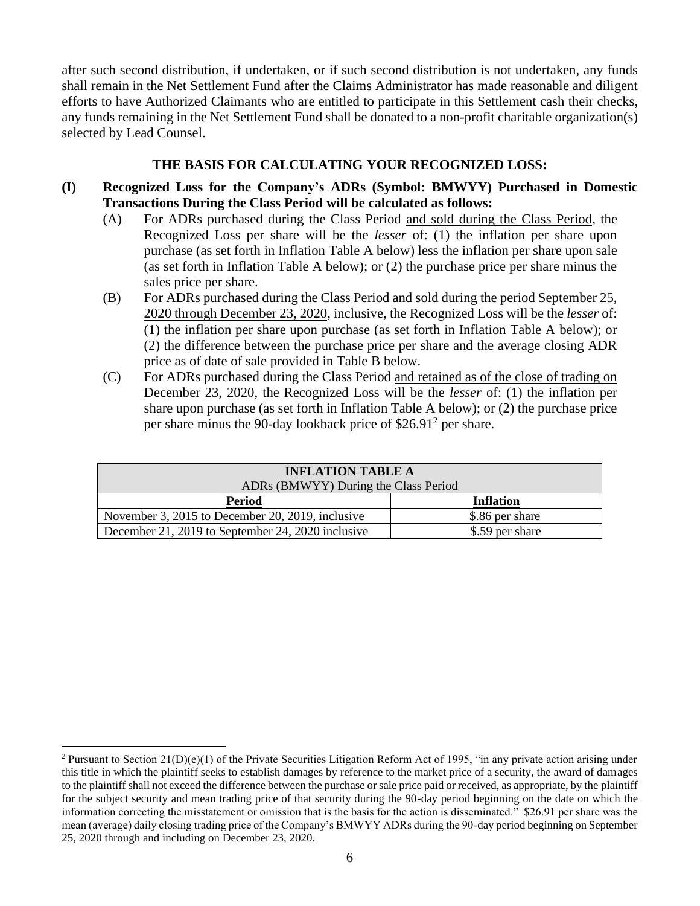after such second distribution, if undertaken, or if such second distribution is not undertaken, any funds shall remain in the Net Settlement Fund after the Claims Administrator has made reasonable and diligent efforts to have Authorized Claimants who are entitled to participate in this Settlement cash their checks, any funds remaining in the Net Settlement Fund shall be donated to a non-profit charitable organization(s) selected by Lead Counsel.

## THE BASIS FOR CALCULATING YOUR RECOGNIZED LOSS:

**(I) Recognized Loss for the Company's ADRs (Symbol: BMWYY) Purchased in Domestic Transactions During the Class Period will be calculated as follows:**

(A) For ADRs purchased during the Class Period and sold during the Class Period, the Recognized Loss per share will be the *lesser* of: (1) the inflation per share upon purchase (as set forth in Inflation Table A below) less the inflation per share upon sale (as set forth in Inflation Table A below); or (2) the purchase price per share minus the sales price per share.

(B) For ADRs purchased during the Class Period and sold during the period September 25, 2020 through December 23, 2020, inclusive, the Recognized Loss will be the *lesser* of: (1) the inflation per share upon purchase (as set forth in Inflation Table A below); or (2) the difference between the purchase price per share and the average closing ADR price as of date of sale provided in Table B below.

(C) For ADRs purchased during the Class Period and retained as of the close of trading on December 23, 2020, the Recognized Loss will be the *lesser* of: (1) the inflation per share upon purchase (as set forth in Inflation Table A below); or (2) the purchase price per share minus the 90-day lookback price of $26.91[2] per share.

| **INFLATION TABLE A**<br>ADRs (BMWYY) During the Class Period | |
|---|---|
| **Period** | **Inflation** |
| November 3, 2015 to December 20, 2019, inclusive | $.86 per share |
| December 21, 2019 to September 24, 2020 inclusive | $.59 per share |

---

[2] Pursuant to Section 21(D)(e)(1) of the Private Securities Litigation Reform Act of 1995, "in any private action arising under this title in which the plaintiff seeks to establish damages by reference to the market price of a security, the award of damages to the plaintiff shall not exceed the difference between the purchase or sale price paid or received, as appropriate, by the plaintiff for the subject security and mean trading price of that security during the 90-day period beginning on the date on which the information correcting the misstatement or omission that is the basis for the action is disseminated." $26.91 per share was the mean (average) daily closing trading price of the Company's BMWYY ADRs during the 90-day period beginning on September 25, 2020 through and including on December 23, 2020.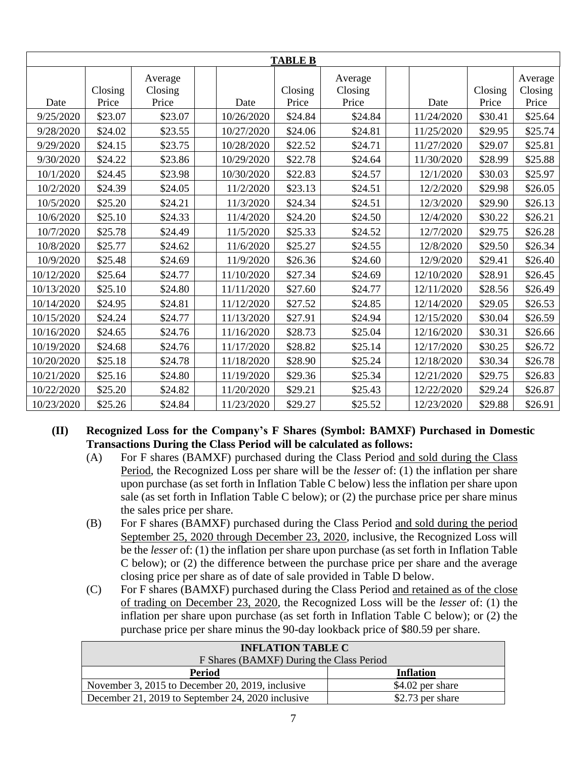| **TABLE B** | | | | | | | | | | |
|---|---|---|---|---|---|---|---|---|---|---|
| Date | Closing Price | Average Closing Price | | Date | Closing Price | Average Closing Price | | Date | Closing Price | Average Closing Price |
| 9/25/2020 | $23.07 | $23.07 | | 10/26/2020 | $24.84 | $24.84 | | 11/24/2020 | $30.41 | $25.64 |
| 9/28/2020 | $24.02 | $23.55 | | 10/27/2020 | $24.06 | $24.81 | | 11/25/2020 | $29.95 | $25.74 |
| 9/29/2020 | $24.15 | $23.75 | | 10/28/2020 | $22.52 | $24.71 | | 11/27/2020 | $29.07 | $25.81 |
| 9/30/2020 | $24.22 | $23.86 | | 10/29/2020 | $22.78 | $24.64 | | 11/30/2020 | $28.99 | $25.88 |
| 10/1/2020 | $24.45 | $23.98 | | 10/30/2020 | $22.83 | $24.57 | | 12/1/2020 | $30.03 | $25.97 |
| 10/2/2020 | $24.39 | $24.05 | | 11/2/2020 | $23.13 | $24.51 | | 12/2/2020 | $29.98 | $26.05 |
| 10/5/2020 | $25.20 | $24.21 | | 11/3/2020 | $24.34 | $24.51 | | 12/3/2020 | $29.90 | $26.13 |
| 10/6/2020 | $25.10 | $24.33 | | 11/4/2020 | $24.20 | $24.50 | | 12/4/2020 | $30.22 | $26.21 |
| 10/7/2020 | $25.78 | $24.49 | | 11/5/2020 | $25.33 | $24.52 | | 12/7/2020 | $29.75 | $26.28 |
| 10/8/2020 | $25.77 | $24.62 | | 11/6/2020 | $25.27 | $24.55 | | 12/8/2020 | $29.50 | $26.34 |
| 10/9/2020 | $25.48 | $24.69 | | 11/9/2020 | $26.36 | $24.60 | | 12/9/2020 | $29.41 | $26.40 |
| 10/12/2020 | $25.64 | $24.77 | | 11/10/2020 | $27.34 | $24.69 | | 12/10/2020 | $28.91 | $26.45 |
| 10/13/2020 | $25.10 | $24.80 | | 11/11/2020 | $27.60 | $24.77 | | 12/11/2020 | $28.56 | $26.49 |
| 10/14/2020 | $24.95 | $24.81 | | 11/12/2020 | $27.52 | $24.85 | | 12/14/2020 | $29.05 | $26.53 |
| 10/15/2020 | $24.24 | $24.77 | | 11/13/2020 | $27.91 | $24.94 | | 12/15/2020 | $30.04 | $26.59 |
| 10/16/2020 | $24.65 | $24.76 | | 11/16/2020 | $28.73 | $25.04 | | 12/16/2020 | $30.31 | $26.66 |
| 10/19/2020 | $24.68 | $24.76 | | 11/17/2020 | $28.82 | $25.14 | | 12/17/2020 | $30.25 | $26.72 |
| 10/20/2020 | $25.18 | $24.78 | | 11/18/2020 | $28.90 | $25.24 | | 12/18/2020 | $30.34 | $26.78 |
| 10/21/2020 | $25.16 | $24.80 | | 11/19/2020 | $29.36 | $25.34 | | 12/21/2020 | $29.75 | $26.83 |
| 10/22/2020 | $25.20 | $24.82 | | 11/20/2020 | $29.21 | $25.43 | | 12/22/2020 | $29.24 | $26.87 |
| 10/23/2020 | $25.26 | $24.84 | | 11/23/2020 | $29.27 | $25.52 | | 12/23/2020 | $29.88 | $26.91 |

**(II) Recognized Loss for the Company's F Shares (Symbol: BAMXF) Purchased in Domestic Transactions During the Class Period will be calculated as follows:**

(A) For F shares (BAMXF) purchased during the Class Period and sold during the Class Period, the Recognized Loss per share will be the *lesser* of: (1) the inflation per share upon purchase (as set forth in Inflation Table C below) less the inflation per share upon sale (as set forth in Inflation Table C below); or (2) the purchase price per share minus the sales price per share.

(B) For F shares (BAMXF) purchased during the Class Period and sold during the period September 25, 2020 through December 23, 2020, inclusive, the Recognized Loss will be the *lesser* of: (1) the inflation per share upon purchase (as set forth in Inflation Table C below); or (2) the difference between the purchase price per share and the average closing price per share as of date of sale provided in Table D below.

(C) For F shares (BAMXF) purchased during the Class Period and retained as of the close of trading on December 23, 2020, the Recognized Loss will be the *lesser* of: (1) the inflation per share upon purchase (as set forth in Inflation Table C below); or (2) the purchase price per share minus the 90-day lookback price of $80.59 per share.

| **INFLATION TABLE C**<br>F Shares (BAMXF) During the Class Period | |
|---|---|
| **Period** | **Inflation** |
| November 3, 2015 to December 20, 2019, inclusive | $4.02 per share |
| December 21, 2019 to September 24, 2020 inclusive | $2.73 per share |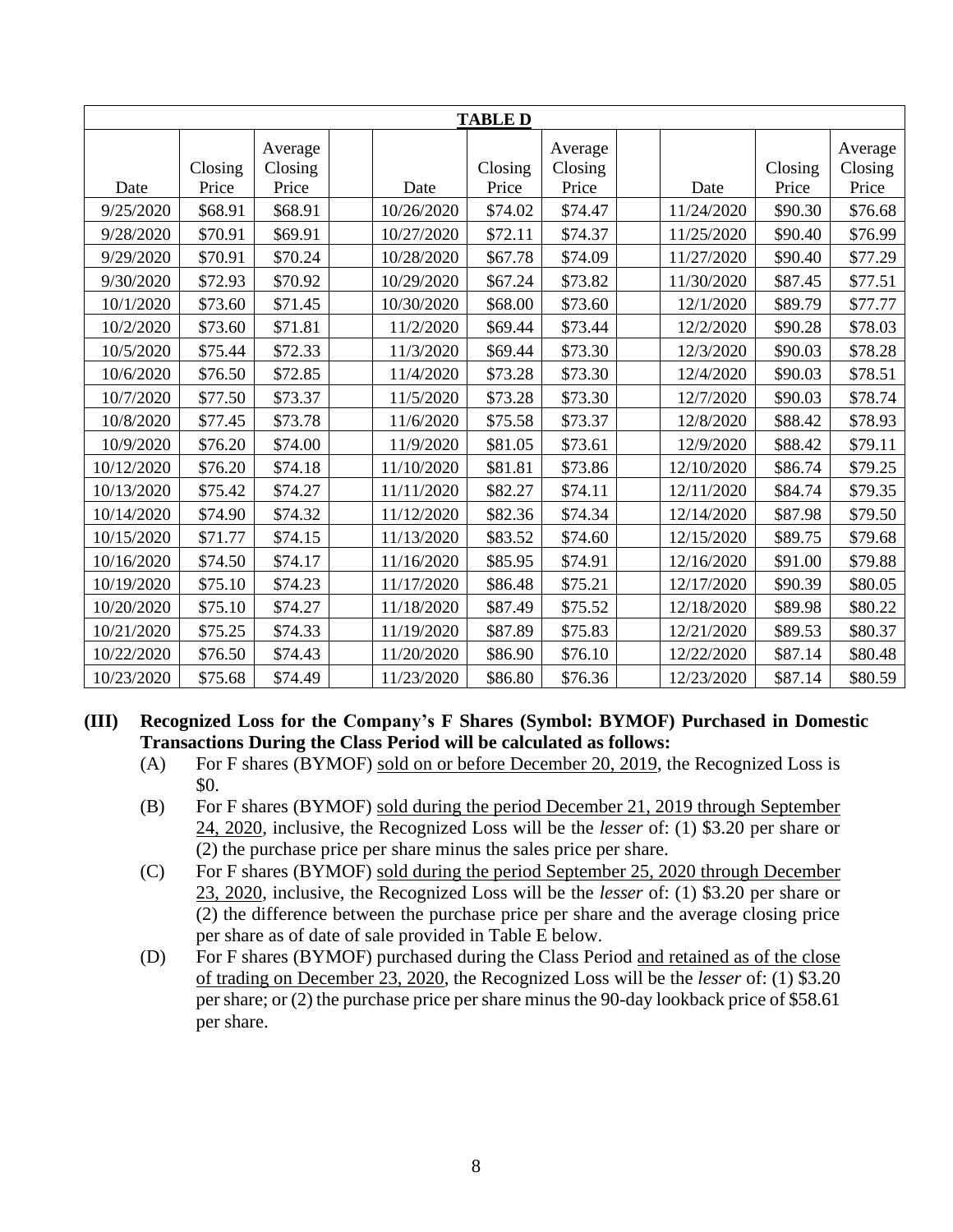| **TABLE D** | | | | | | | | | | |
|---|---|---|---|---|---|---|---|---|---|---|
| Date | Closing Price | Average Closing Price | | Date | Closing Price | Average Closing Price | | Date | Closing Price | Average Closing Price |
| 9/25/2020 | $68.91 | $68.91 | | 10/26/2020 | $74.02 | $74.47 | | 11/24/2020 | $90.30 | $76.68 |
| 9/28/2020 | $70.91 | $69.91 | | 10/27/2020 | $72.11 | $74.37 | | 11/25/2020 | $90.40 | $76.99 |
| 9/29/2020 | $70.91 | $70.24 | | 10/28/2020 | $67.78 | $74.09 | | 11/27/2020 | $90.40 | $77.29 |
| 9/30/2020 | $72.93 | $70.92 | | 10/29/2020 | $67.24 | $73.82 | | 11/30/2020 | $87.45 | $77.51 |
| 10/1/2020 | $73.60 | $71.45 | | 10/30/2020 | $68.00 | $73.60 | | 12/1/2020 | $89.79 | $77.77 |
| 10/2/2020 | $73.60 | $71.81 | | 11/2/2020 | $69.44 | $73.44 | | 12/2/2020 | $90.28 | $78.03 |
| 10/5/2020 | $75.44 | $72.33 | | 11/3/2020 | $69.44 | $73.30 | | 12/3/2020 | $90.03 | $78.28 |
| 10/6/2020 | $76.50 | $72.85 | | 11/4/2020 | $73.28 | $73.30 | | 12/4/2020 | $90.03 | $78.51 |
| 10/7/2020 | $77.50 | $73.37 | | 11/5/2020 | $73.28 | $73.30 | | 12/7/2020 | $90.03 | $78.74 |
| 10/8/2020 | $77.45 | $73.78 | | 11/6/2020 | $75.58 | $73.37 | | 12/8/2020 | $88.42 | $78.93 |
| 10/9/2020 | $76.20 | $74.00 | | 11/9/2020 | $81.05 | $73.61 | | 12/9/2020 | $88.42 | $79.11 |
| 10/12/2020 | $76.20 | $74.18 | | 11/10/2020 | $81.81 | $73.86 | | 12/10/2020 | $86.74 | $79.25 |
| 10/13/2020 | $75.42 | $74.27 | | 11/11/2020 | $82.27 | $74.11 | | 12/11/2020 | $84.74 | $79.35 |
| 10/14/2020 | $74.90 | $74.32 | | 11/12/2020 | $82.36 | $74.34 | | 12/14/2020 | $87.98 | $79.50 |
| 10/15/2020 | $71.77 | $74.15 | | 11/13/2020 | $83.52 | $74.60 | | 12/15/2020 | $89.75 | $79.68 |
| 10/16/2020 | $74.50 | $74.17 | | 11/16/2020 | $85.95 | $74.91 | | 12/16/2020 | $91.00 | $79.88 |
| 10/19/2020 | $75.10 | $74.23 | | 11/17/2020 | $86.48 | $75.21 | | 12/17/2020 | $90.39 | $80.05 |
| 10/20/2020 | $75.10 | $74.27 | | 11/18/2020 | $87.49 | $75.52 | | 12/18/2020 | $89.98 | $80.22 |
| 10/21/2020 | $75.25 | $74.33 | | 11/19/2020 | $87.89 | $75.83 | | 12/21/2020 | $89.53 | $80.37 |
| 10/22/2020 | $76.50 | $74.43 | | 11/20/2020 | $86.90 | $76.10 | | 12/22/2020 | $87.14 | $80.48 |
| 10/23/2020 | $75.68 | $74.49 | | 11/23/2020 | $86.80 | $76.36 | | 12/23/2020 | $87.14 | $80.59 |

**(III) Recognized Loss for the Company's F Shares (Symbol: BYMOF) Purchased in Domestic Transactions During the Class Period will be calculated as follows:**

(A) For F shares (BYMOF) sold on or before December 20, 2019, the Recognized Loss is $0.

(B) For F shares (BYMOF) sold during the period December 21, 2019 through September 24, 2020, inclusive, the Recognized Loss will be the *lesser* of: (1) $3.20 per share or (2) the purchase price per share minus the sales price per share.

(C) For F shares (BYMOF) sold during the period September 25, 2020 through December 23, 2020, inclusive, the Recognized Loss will be the *lesser* of: (1) $3.20 per share or (2) the difference between the purchase price per share and the average closing price per share as of date of sale provided in Table E below.

(D) For F shares (BYMOF) purchased during the Class Period and retained as of the close of trading on December 23, 2020, the Recognized Loss will be the *lesser* of: (1) $3.20 per share; or (2) the purchase price per share minus the 90-day lookback price of $58.61 per share.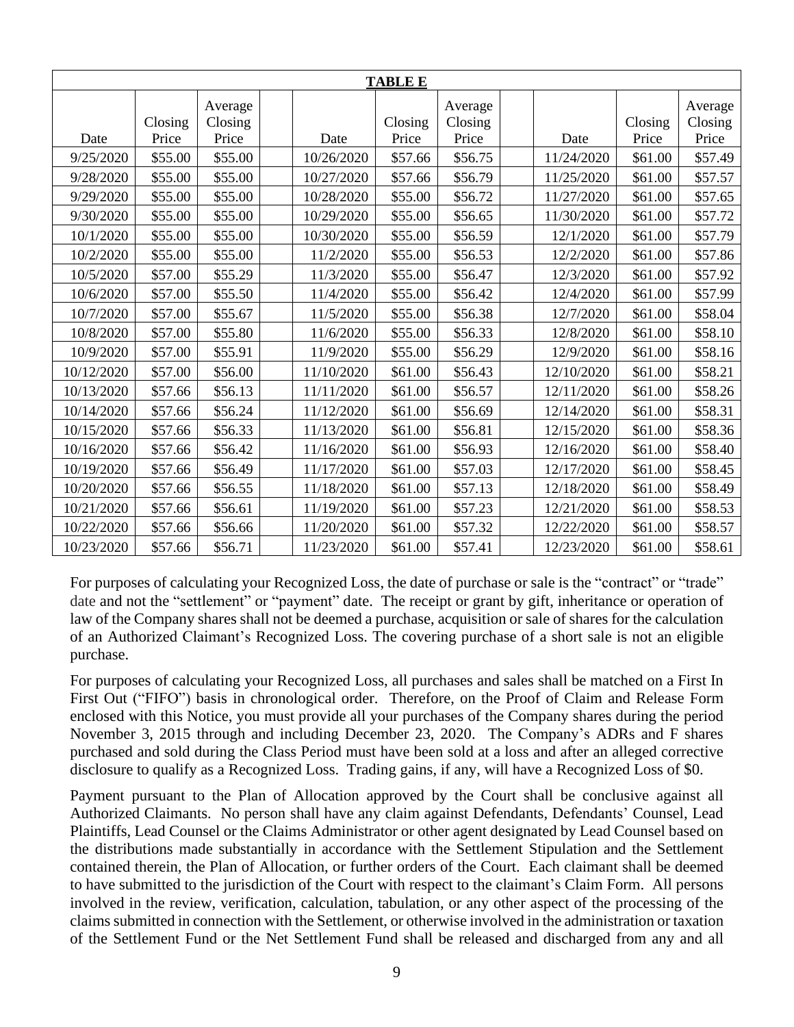**TABLE E**

| Date | Closing Price | Average Closing Price | | Date | Closing Price | Average Closing Price | | Date | Closing Price | Average Closing Price |
|---|---|---|---|---|---|---|---|---|---|---|
| 9/25/2020 | $55.00 | $55.00 | | 10/26/2020 | $57.66 | $56.75 | | 11/24/2020 | $61.00 | $57.49 |
| 9/28/2020 | $55.00 | $55.00 | | 10/27/2020 | $57.66 | $56.79 | | 11/25/2020 | $61.00 | $57.57 |
| 9/29/2020 | $55.00 | $55.00 | | 10/28/2020 | $55.00 | $56.72 | | 11/27/2020 | $61.00 | $57.65 |
| 9/30/2020 | $55.00 | $55.00 | | 10/29/2020 | $55.00 | $56.65 | | 11/30/2020 | $61.00 | $57.72 |
| 10/1/2020 | $55.00 | $55.00 | | 10/30/2020 | $55.00 | $56.59 | | 12/1/2020 | $61.00 | $57.79 |
| 10/2/2020 | $55.00 | $55.00 | | 11/2/2020 | $55.00 | $56.53 | | 12/2/2020 | $61.00 | $57.86 |
| 10/5/2020 | $57.00 | $55.29 | | 11/3/2020 | $55.00 | $56.47 | | 12/3/2020 | $61.00 | $57.92 |
| 10/6/2020 | $57.00 | $55.50 | | 11/4/2020 | $55.00 | $56.42 | | 12/4/2020 | $61.00 | $57.99 |
| 10/7/2020 | $57.00 | $55.67 | | 11/5/2020 | $55.00 | $56.38 | | 12/7/2020 | $61.00 | $58.04 |
| 10/8/2020 | $57.00 | $55.80 | | 11/6/2020 | $55.00 | $56.33 | | 12/8/2020 | $61.00 | $58.10 |
| 10/9/2020 | $57.00 | $55.91 | | 11/9/2020 | $55.00 | $56.29 | | 12/9/2020 | $61.00 | $58.16 |
| 10/12/2020 | $57.00 | $56.00 | | 11/10/2020 | $61.00 | $56.43 | | 12/10/2020 | $61.00 | $58.21 |
| 10/13/2020 | $57.66 | $56.13 | | 11/11/2020 | $61.00 | $56.57 | | 12/11/2020 | $61.00 | $58.26 |
| 10/14/2020 | $57.66 | $56.24 | | 11/12/2020 | $61.00 | $56.69 | | 12/14/2020 | $61.00 | $58.31 |
| 10/15/2020 | $57.66 | $56.33 | | 11/13/2020 | $61.00 | $56.81 | | 12/15/2020 | $61.00 | $58.36 |
| 10/16/2020 | $57.66 | $56.42 | | 11/16/2020 | $61.00 | $56.93 | | 12/16/2020 | $61.00 | $58.40 |
| 10/19/2020 | $57.66 | $56.49 | | 11/17/2020 | $61.00 | $57.03 | | 12/17/2020 | $61.00 | $58.45 |
| 10/20/2020 | $57.66 | $56.55 | | 11/18/2020 | $61.00 | $57.13 | | 12/18/2020 | $61.00 | $58.49 |
| 10/21/2020 | $57.66 | $56.61 | | 11/19/2020 | $61.00 | $57.23 | | 12/21/2020 | $61.00 | $58.53 |
| 10/22/2020 | $57.66 | $56.66 | | 11/20/2020 | $61.00 | $57.32 | | 12/22/2020 | $61.00 | $58.57 |
| 10/23/2020 | $57.66 | $56.71 | | 11/23/2020 | $61.00 | $57.41 | | 12/23/2020 | $61.00 | $58.61 |

For purposes of calculating your Recognized Loss, the date of purchase or sale is the "contract" or "trade" date and not the "settlement" or "payment" date. The receipt or grant by gift, inheritance or operation of law of the Company shares shall not be deemed a purchase, acquisition or sale of shares for the calculation of an Authorized Claimant's Recognized Loss. The covering purchase of a short sale is not an eligible purchase.

For purposes of calculating your Recognized Loss, all purchases and sales shall be matched on a First In First Out ("FIFO") basis in chronological order. Therefore, on the Proof of Claim and Release Form enclosed with this Notice, you must provide all your purchases of the Company shares during the period November 3, 2015 through and including December 23, 2020. The Company's ADRs and F shares purchased and sold during the Class Period must have been sold at a loss and after an alleged corrective disclosure to qualify as a Recognized Loss. Trading gains, if any, will have a Recognized Loss of $0.

Payment pursuant to the Plan of Allocation approved by the Court shall be conclusive against all Authorized Claimants. No person shall have any claim against Defendants, Defendants' Counsel, Lead Plaintiffs, Lead Counsel or the Claims Administrator or other agent designated by Lead Counsel based on the distributions made substantially in accordance with the Settlement Stipulation and the Settlement contained therein, the Plan of Allocation, or further orders of the Court. Each claimant shall be deemed to have submitted to the jurisdiction of the Court with respect to the claimant's Claim Form. All persons involved in the review, verification, calculation, tabulation, or any other aspect of the processing of the claims submitted in connection with the Settlement, or otherwise involved in the administration or taxation of the Settlement Fund or the Net Settlement Fund shall be released and discharged from any and all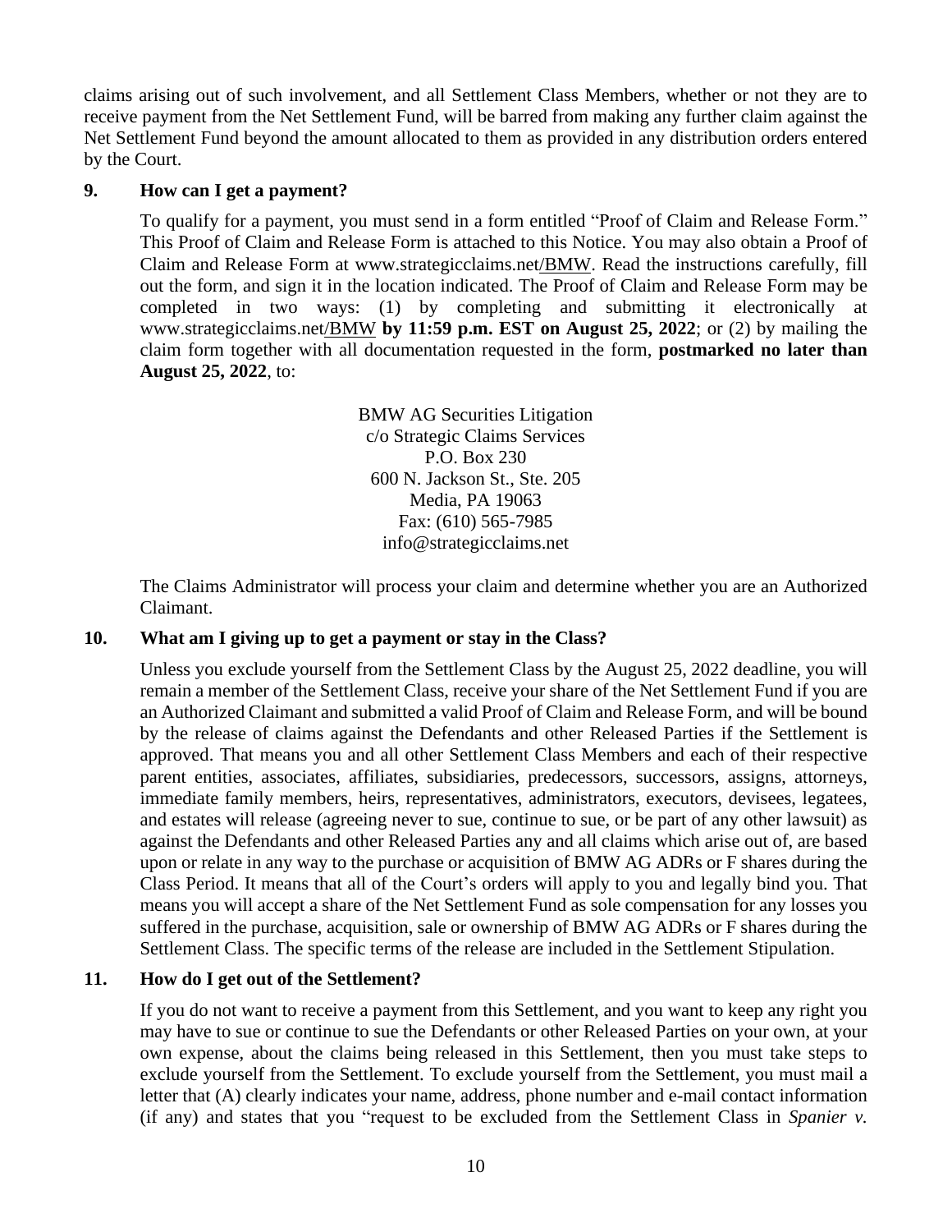claims arising out of such involvement, and all Settlement Class Members, whether or not they are to receive payment from the Net Settlement Fund, will be barred from making any further claim against the Net Settlement Fund beyond the amount allocated to them as provided in any distribution orders entered by the Court.

### 9. How can I get a payment?

To qualify for a payment, you must send in a form entitled "Proof of Claim and Release Form." This Proof of Claim and Release Form is attached to this Notice. You may also obtain a Proof of Claim and Release Form at www.strategicclaims.net/BMW. Read the instructions carefully, fill out the form, and sign it in the location indicated. The Proof of Claim and Release Form may be completed in two ways: (1) by completing and submitting it electronically at www.strategicclaims.net/BMW **by 11:59 p.m. EST on August 25, 2022**; or (2) by mailing the claim form together with all documentation requested in the form, **postmarked no later than August 25, 2022**, to:

BMW AG Securities Litigation
c/o Strategic Claims Services
P.O. Box 230
600 N. Jackson St., Ste. 205
Media, PA 19063
Fax: (610) 565-7985
info@strategicclaims.net

The Claims Administrator will process your claim and determine whether you are an Authorized Claimant.

### 10. What am I giving up to get a payment or stay in the Class?

Unless you exclude yourself from the Settlement Class by the August 25, 2022 deadline, you will remain a member of the Settlement Class, receive your share of the Net Settlement Fund if you are an Authorized Claimant and submitted a valid Proof of Claim and Release Form, and will be bound by the release of claims against the Defendants and other Released Parties if the Settlement is approved. That means you and all other Settlement Class Members and each of their respective parent entities, associates, affiliates, subsidiaries, predecessors, successors, assigns, attorneys, immediate family members, heirs, representatives, administrators, executors, devisees, legatees, and estates will release (agreeing never to sue, continue to sue, or be part of any other lawsuit) as against the Defendants and other Released Parties any and all claims which arise out of, are based upon or relate in any way to the purchase or acquisition of BMW AG ADRs or F shares during the Class Period. It means that all of the Court's orders will apply to you and legally bind you. That means you will accept a share of the Net Settlement Fund as sole compensation for any losses you suffered in the purchase, acquisition, sale or ownership of BMW AG ADRs or F shares during the Settlement Class. The specific terms of the release are included in the Settlement Stipulation.

### 11. How do I get out of the Settlement?

If you do not want to receive a payment from this Settlement, and you want to keep any right you may have to sue or continue to sue the Defendants or other Released Parties on your own, at your own expense, about the claims being released in this Settlement, then you must take steps to exclude yourself from the Settlement. To exclude yourself from the Settlement, you must mail a letter that (A) clearly indicates your name, address, phone number and e-mail contact information (if any) and states that you "request to be excluded from the Settlement Class in *Spanier v.*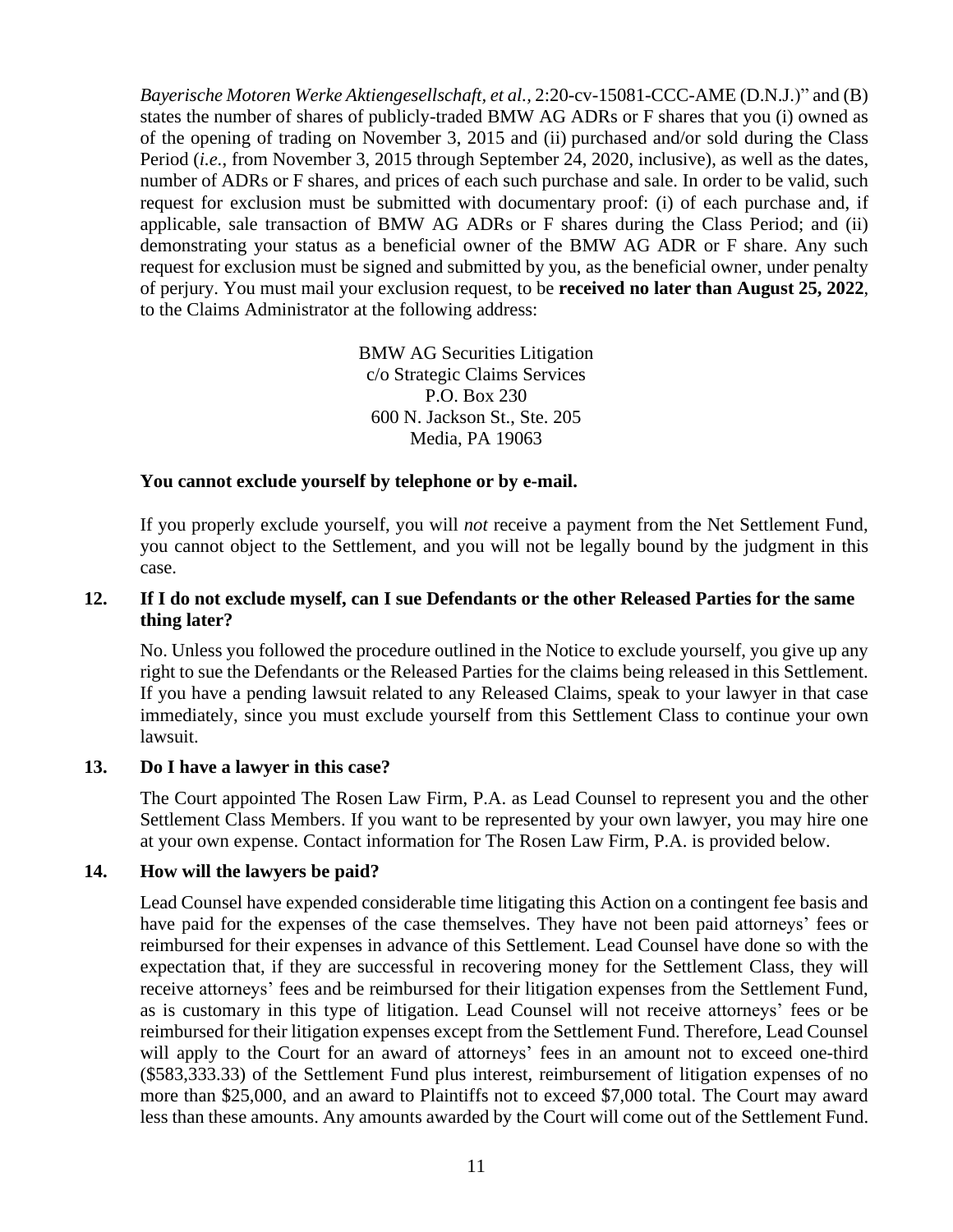*Bayerische Motoren Werke Aktiengesellschaft, et al.*, 2:20-cv-15081-CCC-AME (D.N.J.)" and (B) states the number of shares of publicly-traded BMW AG ADRs or F shares that you (i) owned as of the opening of trading on November 3, 2015 and (ii) purchased and/or sold during the Class Period (*i.e.*, from November 3, 2015 through September 24, 2020, inclusive), as well as the dates, number of ADRs or F shares, and prices of each such purchase and sale. In order to be valid, such request for exclusion must be submitted with documentary proof: (i) of each purchase and, if applicable, sale transaction of BMW AG ADRs or F shares during the Class Period; and (ii) demonstrating your status as a beneficial owner of the BMW AG ADR or F share. Any such request for exclusion must be signed and submitted by you, as the beneficial owner, under penalty of perjury. You must mail your exclusion request, to be **received no later than August 25, 2022**, to the Claims Administrator at the following address:

BMW AG Securities Litigation
c/o Strategic Claims Services
P.O. Box 230
600 N. Jackson St., Ste. 205
Media, PA 19063

**You cannot exclude yourself by telephone or by e-mail.**

If you properly exclude yourself, you will *not* receive a payment from the Net Settlement Fund, you cannot object to the Settlement, and you will not be legally bound by the judgment in this case.

### 12. If I do not exclude myself, can I sue Defendants or the other Released Parties for the same thing later?

No. Unless you followed the procedure outlined in the Notice to exclude yourself, you give up any right to sue the Defendants or the Released Parties for the claims being released in this Settlement. If you have a pending lawsuit related to any Released Claims, speak to your lawyer in that case immediately, since you must exclude yourself from this Settlement Class to continue your own lawsuit.

### 13. Do I have a lawyer in this case?

The Court appointed The Rosen Law Firm, P.A. as Lead Counsel to represent you and the other Settlement Class Members. If you want to be represented by your own lawyer, you may hire one at your own expense. Contact information for The Rosen Law Firm, P.A. is provided below.

### 14. How will the lawyers be paid?

Lead Counsel have expended considerable time litigating this Action on a contingent fee basis and have paid for the expenses of the case themselves. They have not been paid attorneys' fees or reimbursed for their expenses in advance of this Settlement. Lead Counsel have done so with the expectation that, if they are successful in recovering money for the Settlement Class, they will receive attorneys' fees and be reimbursed for their litigation expenses from the Settlement Fund, as is customary in this type of litigation. Lead Counsel will not receive attorneys' fees or be reimbursed for their litigation expenses except from the Settlement Fund. Therefore, Lead Counsel will apply to the Court for an award of attorneys' fees in an amount not to exceed one-third ($583,333.33) of the Settlement Fund plus interest, reimbursement of litigation expenses of no more than $25,000, and an award to Plaintiffs not to exceed $7,000 total. The Court may award less than these amounts. Any amounts awarded by the Court will come out of the Settlement Fund.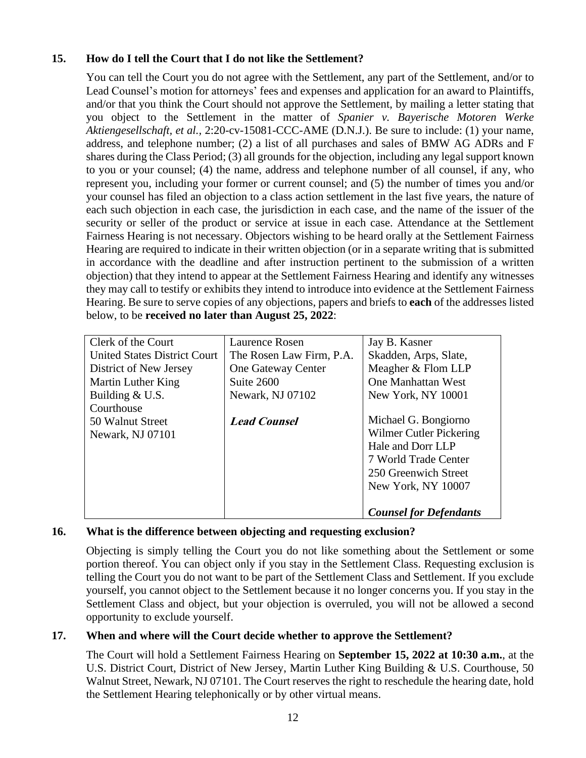## 15. How do I tell the Court that I do not like the Settlement?

You can tell the Court you do not agree with the Settlement, any part of the Settlement, and/or to Lead Counsel's motion for attorneys' fees and expenses and application for an award to Plaintiffs, and/or that you think the Court should not approve the Settlement, by mailing a letter stating that you object to the Settlement in the matter of *Spanier v. Bayerische Motoren Werke Aktiengesellschaft, et al.*, 2:20-cv-15081-CCC-AME (D.N.J.). Be sure to include: (1) your name, address, and telephone number; (2) a list of all purchases and sales of BMW AG ADRs and F shares during the Class Period; (3) all grounds for the objection, including any legal support known to you or your counsel; (4) the name, address and telephone number of all counsel, if any, who represent you, including your former or current counsel; and (5) the number of times you and/or your counsel has filed an objection to a class action settlement in the last five years, the nature of each such objection in each case, the jurisdiction in each case, and the name of the issuer of the security or seller of the product or service at issue in each case. Attendance at the Settlement Fairness Hearing is not necessary. Objectors wishing to be heard orally at the Settlement Fairness Hearing are required to indicate in their written objection (or in a separate writing that is submitted in accordance with the deadline and after instruction pertinent to the submission of a written objection) that they intend to appear at the Settlement Fairness Hearing and identify any witnesses they may call to testify or exhibits they intend to introduce into evidence at the Settlement Fairness Hearing. Be sure to serve copies of any objections, papers and briefs to **each** of the addresses listed below, to be **received no later than August 25, 2022**:

| | | |
|---|---|---|
| Clerk of the Court<br>United States District Court<br>District of New Jersey<br>Martin Luther King Building & U.S. Courthouse<br>50 Walnut Street<br>Newark, NJ 07101 | Laurence Rosen<br>The Rosen Law Firm, P.A.<br>One Gateway Center<br>Suite 2600<br>Newark, NJ 07102<br><br>***Lead Counsel*** | Jay B. Kasner<br>Skadden, Arps, Slate, Meagher & Flom LLP<br>One Manhattan West<br>New York, NY 10001<br><br>Michael G. Bongiorno<br>Wilmer Cutler Pickering Hale and Dorr LLP<br>7 World Trade Center<br>250 Greenwich Street<br>New York, NY 10007<br><br>***Counsel for Defendants*** |

## 16. What is the difference between objecting and requesting exclusion?

Objecting is simply telling the Court you do not like something about the Settlement or some portion thereof. You can object only if you stay in the Settlement Class. Requesting exclusion is telling the Court you do not want to be part of the Settlement Class and Settlement. If you exclude yourself, you cannot object to the Settlement because it no longer concerns you. If you stay in the Settlement Class and object, but your objection is overruled, you will not be allowed a second opportunity to exclude yourself.

## 17. When and where will the Court decide whether to approve the Settlement?

The Court will hold a Settlement Fairness Hearing on **September 15, 2022 at 10:30 a.m.**, at the U.S. District Court, District of New Jersey, Martin Luther King Building & U.S. Courthouse, 50 Walnut Street, Newark, NJ 07101. The Court reserves the right to reschedule the hearing date, hold the Settlement Hearing telephonically or by other virtual means.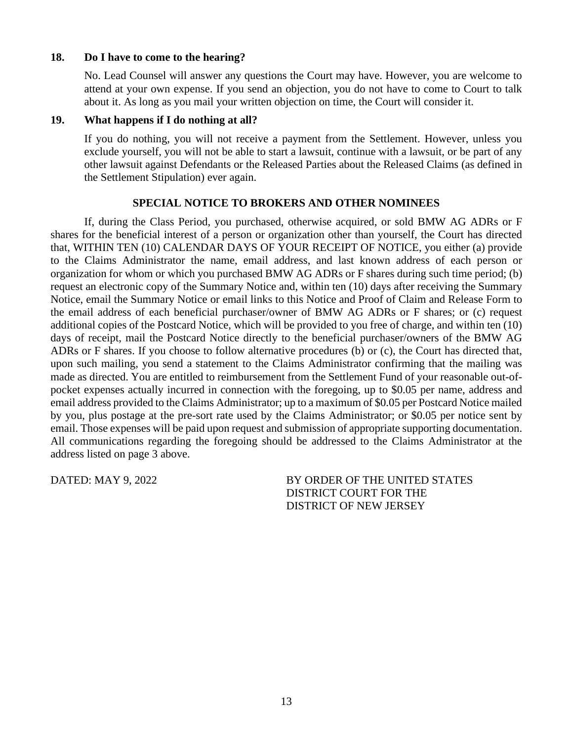### 18. Do I have to come to the hearing?

No. Lead Counsel will answer any questions the Court may have. However, you are welcome to attend at your own expense. If you send an objection, you do not have to come to Court to talk about it. As long as you mail your written objection on time, the Court will consider it.

### 19. What happens if I do nothing at all?

If you do nothing, you will not receive a payment from the Settlement. However, unless you exclude yourself, you will not be able to start a lawsuit, continue with a lawsuit, or be part of any other lawsuit against Defendants or the Released Parties about the Released Claims (as defined in the Settlement Stipulation) ever again.

## SPECIAL NOTICE TO BROKERS AND OTHER NOMINEES

If, during the Class Period, you purchased, otherwise acquired, or sold BMW AG ADRs or F shares for the beneficial interest of a person or organization other than yourself, the Court has directed that, WITHIN TEN (10) CALENDAR DAYS OF YOUR RECEIPT OF NOTICE, you either (a) provide to the Claims Administrator the name, email address, and last known address of each person or organization for whom or which you purchased BMW AG ADRs or F shares during such time period; (b) request an electronic copy of the Summary Notice and, within ten (10) days after receiving the Summary Notice, email the Summary Notice or email links to this Notice and Proof of Claim and Release Form to the email address of each beneficial purchaser/owner of BMW AG ADRs or F shares; or (c) request additional copies of the Postcard Notice, which will be provided to you free of charge, and within ten (10) days of receipt, mail the Postcard Notice directly to the beneficial purchaser/owners of the BMW AG ADRs or F shares. If you choose to follow alternative procedures (b) or (c), the Court has directed that, upon such mailing, you send a statement to the Claims Administrator confirming that the mailing was made as directed. You are entitled to reimbursement from the Settlement Fund of your reasonable out-of-pocket expenses actually incurred in connection with the foregoing, up to $0.05 per name, address and email address provided to the Claims Administrator; up to a maximum of $0.05 per Postcard Notice mailed by you, plus postage at the pre-sort rate used by the Claims Administrator; or $0.05 per notice sent by email. Those expenses will be paid upon request and submission of appropriate supporting documentation. All communications regarding the foregoing should be addressed to the Claims Administrator at the address listed on page 3 above.

DATED: MAY 9, 2022

BY ORDER OF THE UNITED STATES DISTRICT COURT FOR THE DISTRICT OF NEW JERSEY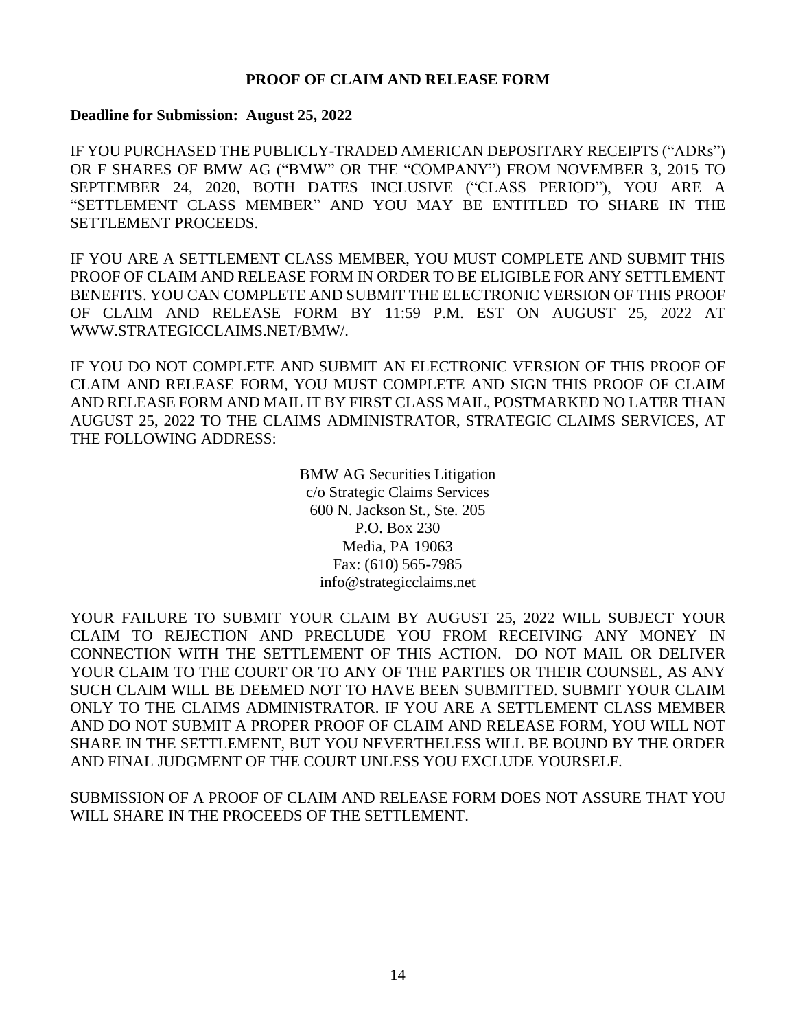# PROOF OF CLAIM AND RELEASE FORM

**Deadline for Submission: August 25, 2022**

IF YOU PURCHASED THE PUBLICLY-TRADED AMERICAN DEPOSITARY RECEIPTS ("ADRs") OR F SHARES OF BMW AG ("BMW" OR THE "COMPANY") FROM NOVEMBER 3, 2015 TO SEPTEMBER 24, 2020, BOTH DATES INCLUSIVE ("CLASS PERIOD"), YOU ARE A "SETTLEMENT CLASS MEMBER" AND YOU MAY BE ENTITLED TO SHARE IN THE SETTLEMENT PROCEEDS.

IF YOU ARE A SETTLEMENT CLASS MEMBER, YOU MUST COMPLETE AND SUBMIT THIS PROOF OF CLAIM AND RELEASE FORM IN ORDER TO BE ELIGIBLE FOR ANY SETTLEMENT BENEFITS. YOU CAN COMPLETE AND SUBMIT THE ELECTRONIC VERSION OF THIS PROOF OF CLAIM AND RELEASE FORM BY 11:59 P.M. EST ON AUGUST 25, 2022 AT WWW.STRATEGICCLAIMS.NET/BMW/.

IF YOU DO NOT COMPLETE AND SUBMIT AN ELECTRONIC VERSION OF THIS PROOF OF CLAIM AND RELEASE FORM, YOU MUST COMPLETE AND SIGN THIS PROOF OF CLAIM AND RELEASE FORM AND MAIL IT BY FIRST CLASS MAIL, POSTMARKED NO LATER THAN AUGUST 25, 2022 TO THE CLAIMS ADMINISTRATOR, STRATEGIC CLAIMS SERVICES, AT THE FOLLOWING ADDRESS:

BMW AG Securities Litigation
c/o Strategic Claims Services
600 N. Jackson St., Ste. 205
P.O. Box 230
Media, PA 19063
Fax: (610) 565-7985
info@strategicclaims.net

YOUR FAILURE TO SUBMIT YOUR CLAIM BY AUGUST 25, 2022 WILL SUBJECT YOUR CLAIM TO REJECTION AND PRECLUDE YOU FROM RECEIVING ANY MONEY IN CONNECTION WITH THE SETTLEMENT OF THIS ACTION. DO NOT MAIL OR DELIVER YOUR CLAIM TO THE COURT OR TO ANY OF THE PARTIES OR THEIR COUNSEL, AS ANY SUCH CLAIM WILL BE DEEMED NOT TO HAVE BEEN SUBMITTED. SUBMIT YOUR CLAIM ONLY TO THE CLAIMS ADMINISTRATOR. IF YOU ARE A SETTLEMENT CLASS MEMBER AND DO NOT SUBMIT A PROPER PROOF OF CLAIM AND RELEASE FORM, YOU WILL NOT SHARE IN THE SETTLEMENT, BUT YOU NEVERTHELESS WILL BE BOUND BY THE ORDER AND FINAL JUDGMENT OF THE COURT UNLESS YOU EXCLUDE YOURSELF.

SUBMISSION OF A PROOF OF CLAIM AND RELEASE FORM DOES NOT ASSURE THAT YOU WILL SHARE IN THE PROCEEDS OF THE SETTLEMENT.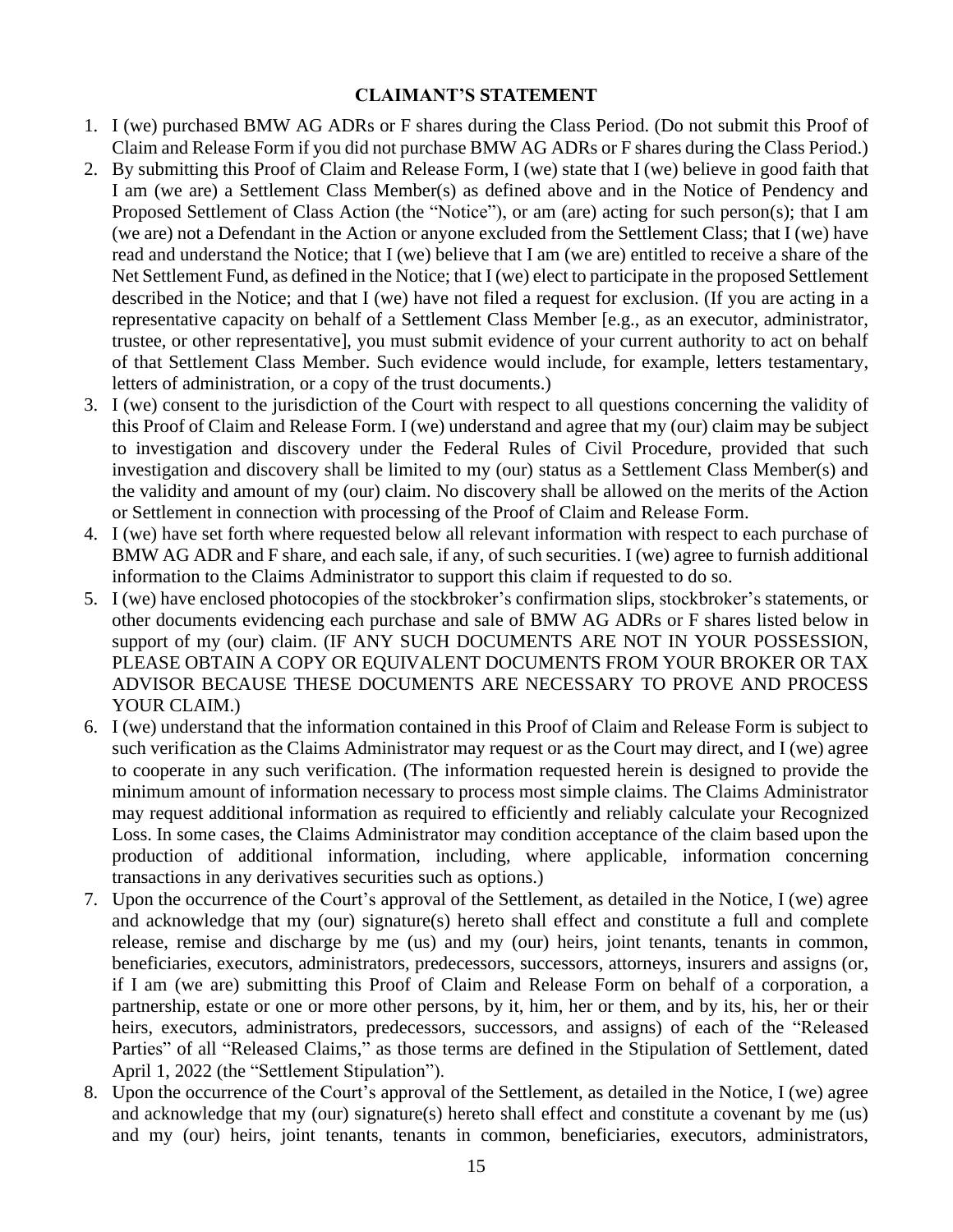## CLAIMANT'S STATEMENT

1. I (we) purchased BMW AG ADRs or F shares during the Class Period. (Do not submit this Proof of Claim and Release Form if you did not purchase BMW AG ADRs or F shares during the Class Period.)
2. By submitting this Proof of Claim and Release Form, I (we) state that I (we) believe in good faith that I am (we are) a Settlement Class Member(s) as defined above and in the Notice of Pendency and Proposed Settlement of Class Action (the "Notice"), or am (are) acting for such person(s); that I am (we are) not a Defendant in the Action or anyone excluded from the Settlement Class; that I (we) have read and understand the Notice; that I (we) believe that I am (we are) entitled to receive a share of the Net Settlement Fund, as defined in the Notice; that I (we) elect to participate in the proposed Settlement described in the Notice; and that I (we) have not filed a request for exclusion. (If you are acting in a representative capacity on behalf of a Settlement Class Member [e.g., as an executor, administrator, trustee, or other representative], you must submit evidence of your current authority to act on behalf of that Settlement Class Member. Such evidence would include, for example, letters testamentary, letters of administration, or a copy of the trust documents.)
3. I (we) consent to the jurisdiction of the Court with respect to all questions concerning the validity of this Proof of Claim and Release Form. I (we) understand and agree that my (our) claim may be subject to investigation and discovery under the Federal Rules of Civil Procedure, provided that such investigation and discovery shall be limited to my (our) status as a Settlement Class Member(s) and the validity and amount of my (our) claim. No discovery shall be allowed on the merits of the Action or Settlement in connection with processing of the Proof of Claim and Release Form.
4. I (we) have set forth where requested below all relevant information with respect to each purchase of BMW AG ADR and F share, and each sale, if any, of such securities. I (we) agree to furnish additional information to the Claims Administrator to support this claim if requested to do so.
5. I (we) have enclosed photocopies of the stockbroker's confirmation slips, stockbroker's statements, or other documents evidencing each purchase and sale of BMW AG ADRs or F shares listed below in support of my (our) claim. (IF ANY SUCH DOCUMENTS ARE NOT IN YOUR POSSESSION, PLEASE OBTAIN A COPY OR EQUIVALENT DOCUMENTS FROM YOUR BROKER OR TAX ADVISOR BECAUSE THESE DOCUMENTS ARE NECESSARY TO PROVE AND PROCESS YOUR CLAIM.)
6. I (we) understand that the information contained in this Proof of Claim and Release Form is subject to such verification as the Claims Administrator may request or as the Court may direct, and I (we) agree to cooperate in any such verification. (The information requested herein is designed to provide the minimum amount of information necessary to process most simple claims. The Claims Administrator may request additional information as required to efficiently and reliably calculate your Recognized Loss. In some cases, the Claims Administrator may condition acceptance of the claim based upon the production of additional information, including, where applicable, information concerning transactions in any derivatives securities such as options.)
7. Upon the occurrence of the Court's approval of the Settlement, as detailed in the Notice, I (we) agree and acknowledge that my (our) signature(s) hereto shall effect and constitute a full and complete release, remise and discharge by me (us) and my (our) heirs, joint tenants, tenants in common, beneficiaries, executors, administrators, predecessors, successors, attorneys, insurers and assigns (or, if I am (we are) submitting this Proof of Claim and Release Form on behalf of a corporation, a partnership, estate or one or more other persons, by it, him, her or them, and by its, his, her or their heirs, executors, administrators, predecessors, successors, and assigns) of each of the "Released Parties" of all "Released Claims," as those terms are defined in the Stipulation of Settlement, dated April 1, 2022 (the "Settlement Stipulation").
8. Upon the occurrence of the Court's approval of the Settlement, as detailed in the Notice, I (we) agree and acknowledge that my (our) signature(s) hereto shall effect and constitute a covenant by me (us) and my (our) heirs, joint tenants, tenants in common, beneficiaries, executors, administrators,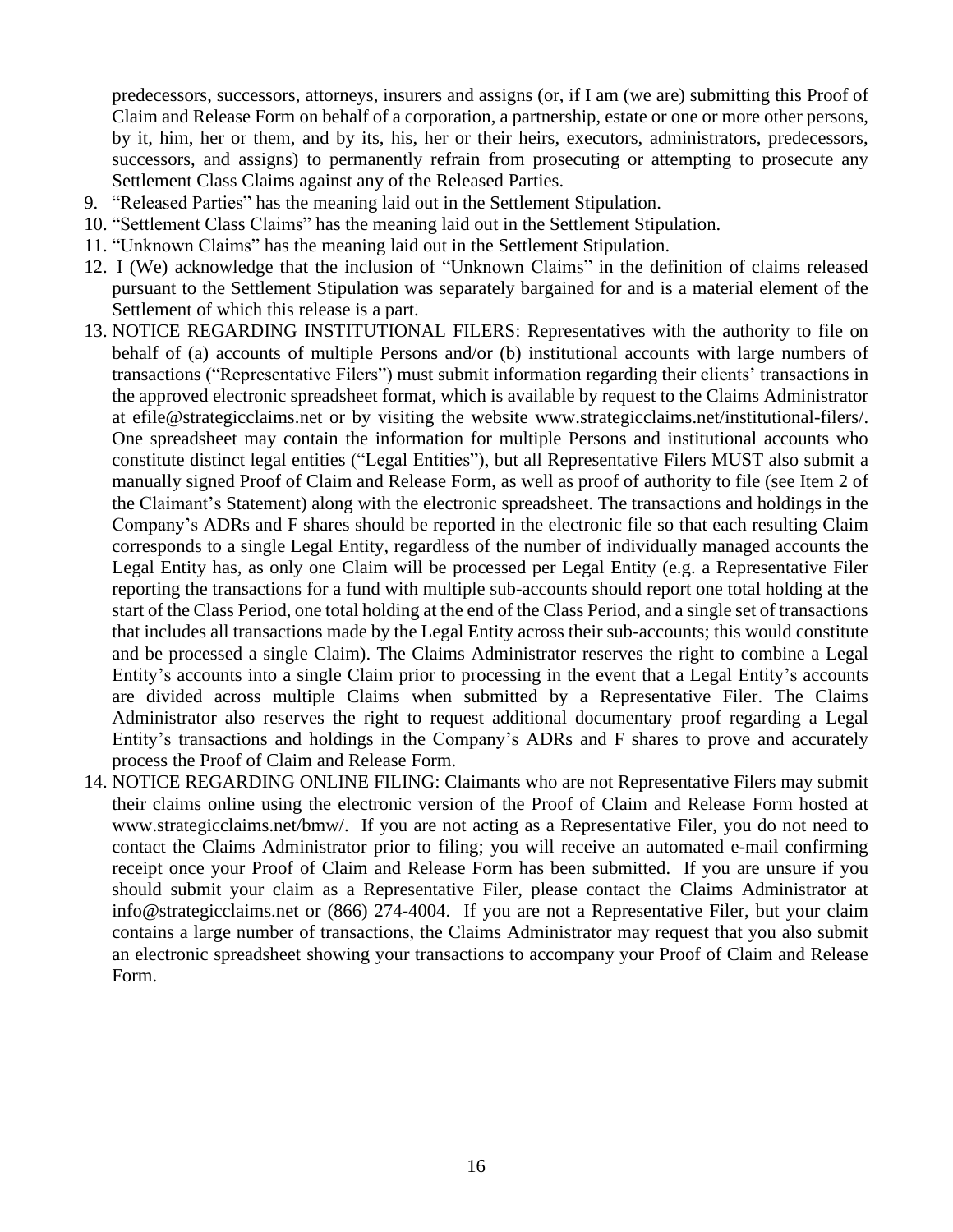predecessors, successors, attorneys, insurers and assigns (or, if I am (we are) submitting this Proof of Claim and Release Form on behalf of a corporation, a partnership, estate or one or more other persons, by it, him, her or them, and by its, his, her or their heirs, executors, administrators, predecessors, successors, and assigns) to permanently refrain from prosecuting or attempting to prosecute any Settlement Class Claims against any of the Released Parties.

9. "Released Parties" has the meaning laid out in the Settlement Stipulation.
10. "Settlement Class Claims" has the meaning laid out in the Settlement Stipulation.
11. "Unknown Claims" has the meaning laid out in the Settlement Stipulation.
12. I (We) acknowledge that the inclusion of "Unknown Claims" in the definition of claims released pursuant to the Settlement Stipulation was separately bargained for and is a material element of the Settlement of which this release is a part.
13. NOTICE REGARDING INSTITUTIONAL FILERS: Representatives with the authority to file on behalf of (a) accounts of multiple Persons and/or (b) institutional accounts with large numbers of transactions ("Representative Filers") must submit information regarding their clients' transactions in the approved electronic spreadsheet format, which is available by request to the Claims Administrator at efile@strategicclaims.net or by visiting the website www.strategicclaims.net/institutional-filers/. One spreadsheet may contain the information for multiple Persons and institutional accounts who constitute distinct legal entities ("Legal Entities"), but all Representative Filers MUST also submit a manually signed Proof of Claim and Release Form, as well as proof of authority to file (see Item 2 of the Claimant's Statement) along with the electronic spreadsheet. The transactions and holdings in the Company's ADRs and F shares should be reported in the electronic file so that each resulting Claim corresponds to a single Legal Entity, regardless of the number of individually managed accounts the Legal Entity has, as only one Claim will be processed per Legal Entity (e.g. a Representative Filer reporting the transactions for a fund with multiple sub-accounts should report one total holding at the start of the Class Period, one total holding at the end of the Class Period, and a single set of transactions that includes all transactions made by the Legal Entity across their sub-accounts; this would constitute and be processed a single Claim). The Claims Administrator reserves the right to combine a Legal Entity's accounts into a single Claim prior to processing in the event that a Legal Entity's accounts are divided across multiple Claims when submitted by a Representative Filer. The Claims Administrator also reserves the right to request additional documentary proof regarding a Legal Entity's transactions and holdings in the Company's ADRs and F shares to prove and accurately process the Proof of Claim and Release Form.
14. NOTICE REGARDING ONLINE FILING: Claimants who are not Representative Filers may submit their claims online using the electronic version of the Proof of Claim and Release Form hosted at www.strategicclaims.net/bmw/. If you are not acting as a Representative Filer, you do not need to contact the Claims Administrator prior to filing; you will receive an automated e-mail confirming receipt once your Proof of Claim and Release Form has been submitted. If you are unsure if you should submit your claim as a Representative Filer, please contact the Claims Administrator at info@strategicclaims.net or (866) 274-4004. If you are not a Representative Filer, but your claim contains a large number of transactions, the Claims Administrator may request that you also submit an electronic spreadsheet showing your transactions to accompany your Proof of Claim and Release Form.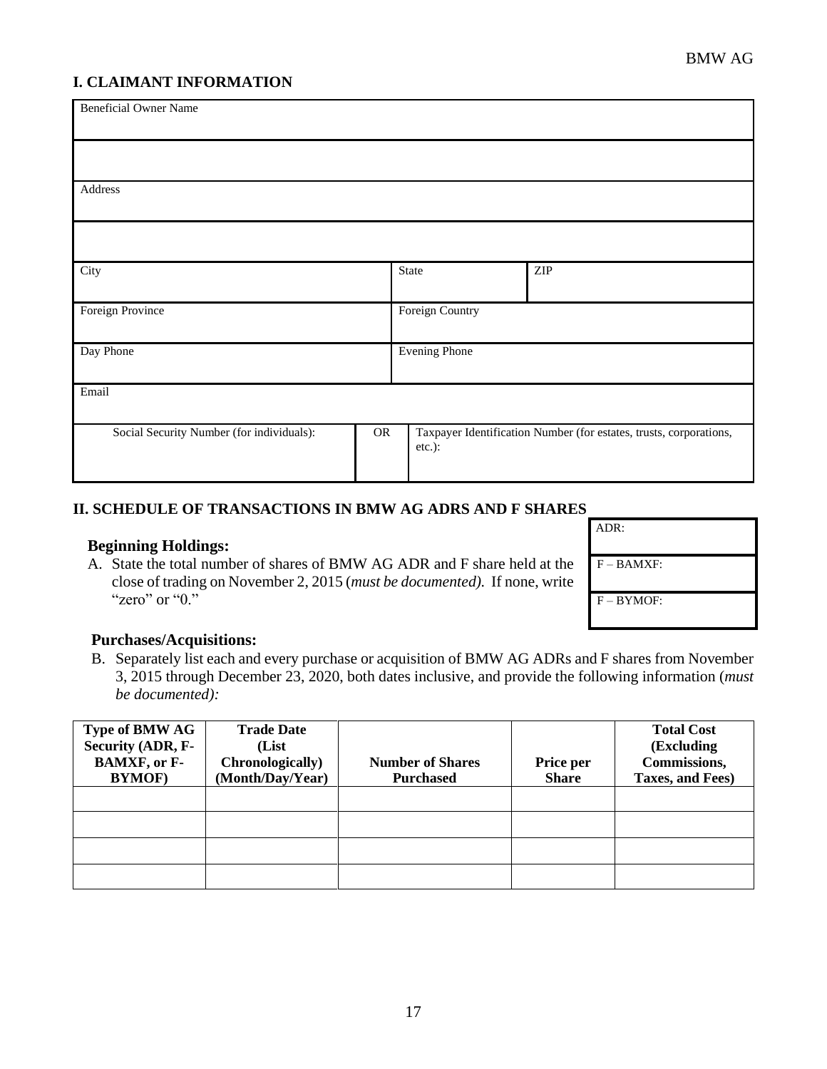## I. CLAIMANT INFORMATION

| Beneficial Owner Name | | | |
|---|---|---|---|
| | | | |
| Address | | | |
| | | | |
| City | | State | ZIP |
| Foreign Province | | Foreign Country | |
| Day Phone | | Evening Phone | |
| Email | | | |
| Social Security Number (for individuals): | OR | Taxpayer Identification Number (for estates, trusts, corporations, etc.): | |

## II. SCHEDULE OF TRANSACTIONS IN BMW AG ADRS AND F SHARES

**Beginning Holdings:**

A. State the total number of shares of BMW AG ADR and F share held at the close of trading on November 2, 2015 (*must be documented).* If none, write "zero" or "0."

| ADR: |
|---|
| F – BAMXF: |
| F – BYMOF: |

**Purchases/Acquisitions:**

B. Separately list each and every purchase or acquisition of BMW AG ADRs and F shares from November 3, 2015 through December 23, 2020, both dates inclusive, and provide the following information (*must be documented):*

| Type of BMW AG Security (ADR, F-BAMXF, or F-BYMOF) | Trade Date (List Chronologically) (Month/Day/Year) | Number of Shares Purchased | Price per Share | Total Cost (Excluding Commissions, Taxes, and Fees) |
|---|---|---|---|---|
| | | | | |
| | | | | |
| | | | | |
| | | | | |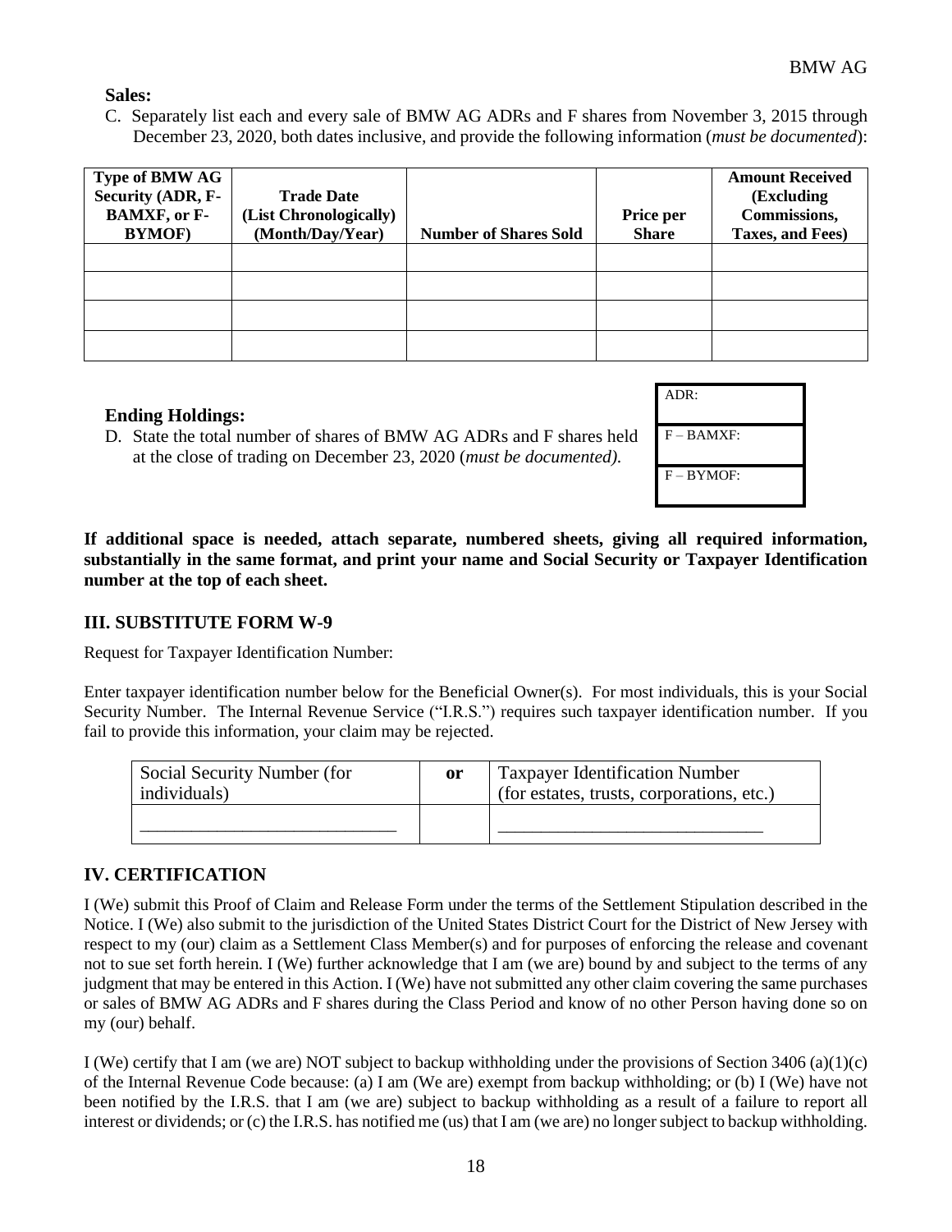**Sales:**

C. Separately list each and every sale of BMW AG ADRs and F shares from November 3, 2015 through December 23, 2020, both dates inclusive, and provide the following information (*must be documented*):

| Type of BMW AG Security (ADR, F-BAMXF, or F-BYMOF) | Trade Date (List Chronologically) (Month/Day/Year) | Number of Shares Sold | Price per Share | Amount Received (Excluding Commissions, Taxes, and Fees) |
|---|---|---|---|---|
| | | | | |
| | | | | |
| | | | | |
| | | | | |

**Ending Holdings:**

D. State the total number of shares of BMW AG ADRs and F shares held at the close of trading on December 23, 2020 (*must be documented).*

| ADR: |
|---|
| F – BAMXF: |
| F – BYMOF: |

**If additional space is needed, attach separate, numbered sheets, giving all required information, substantially in the same format, and print your name and Social Security or Taxpayer Identification number at the top of each sheet.**

## III. SUBSTITUTE FORM W-9

Request for Taxpayer Identification Number:

Enter taxpayer identification number below for the Beneficial Owner(s). For most individuals, this is your Social Security Number. The Internal Revenue Service ("I.R.S.") requires such taxpayer identification number. If you fail to provide this information, your claim may be rejected.

| Social Security Number (for individuals) | **or** | Taxpayer Identification Number (for estates, trusts, corporations, etc.) |
|---|---|---|
| ______________________________ | | ______________________________ |

## IV. CERTIFICATION

I (We) submit this Proof of Claim and Release Form under the terms of the Settlement Stipulation described in the Notice. I (We) also submit to the jurisdiction of the United States District Court for the District of New Jersey with respect to my (our) claim as a Settlement Class Member(s) and for purposes of enforcing the release and covenant not to sue set forth herein. I (We) further acknowledge that I am (we are) bound by and subject to the terms of any judgment that may be entered in this Action. I (We) have not submitted any other claim covering the same purchases or sales of BMW AG ADRs and F shares during the Class Period and know of no other Person having done so on my (our) behalf.

I (We) certify that I am (we are) NOT subject to backup withholding under the provisions of Section 3406 (a)(1)(c) of the Internal Revenue Code because: (a) I am (We are) exempt from backup withholding; or (b) I (We) have not been notified by the I.R.S. that I am (we are) subject to backup withholding as a result of a failure to report all interest or dividends; or (c) the I.R.S. has notified me (us) that I am (we are) no longer subject to backup withholding.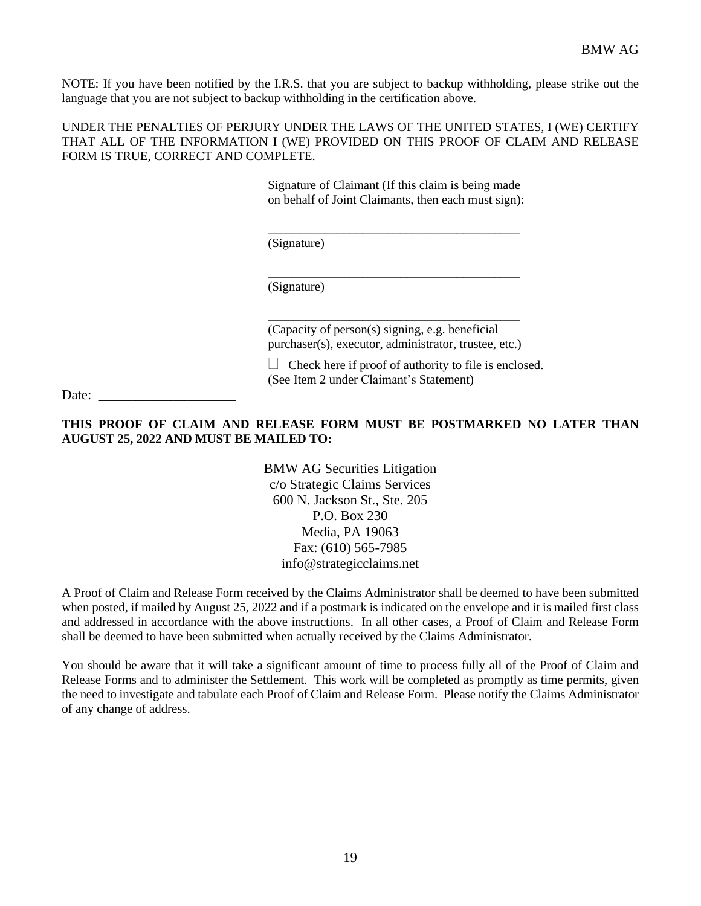NOTE: If you have been notified by the I.R.S. that you are subject to backup withholding, please strike out the language that you are not subject to backup withholding in the certification above.

UNDER THE PENALTIES OF PERJURY UNDER THE LAWS OF THE UNITED STATES, I (WE) CERTIFY THAT ALL OF THE INFORMATION I (WE) PROVIDED ON THIS PROOF OF CLAIM AND RELEASE FORM IS TRUE, CORRECT AND COMPLETE.

Signature of Claimant (If this claim is being made on behalf of Joint Claimants, then each must sign):

\_\_\_\_\_\_\_\_\_\_\_\_\_\_\_\_\_\_\_\_\_\_\_\_\_\_\_\_\_\_\_\_\_\_\_\_\_\_\_\_
(Signature)

\_\_\_\_\_\_\_\_\_\_\_\_\_\_\_\_\_\_\_\_\_\_\_\_\_\_\_\_\_\_\_\_\_\_\_\_\_\_\_\_
(Signature)

\_\_\_\_\_\_\_\_\_\_\_\_\_\_\_\_\_\_\_\_\_\_\_\_\_\_\_\_\_\_\_\_\_\_\_\_\_\_\_\_
(Capacity of person(s) signing, e.g. beneficial purchaser(s), executor, administrator, trustee, etc.)

☐ Check here if proof of authority to file is enclosed.
(See Item 2 under Claimant's Statement)

Date: \_\_\_\_\_\_\_\_\_\_\_\_\_\_\_\_\_\_\_\_

**THIS PROOF OF CLAIM AND RELEASE FORM MUST BE POSTMARKED NO LATER THAN AUGUST 25, 2022 AND MUST BE MAILED TO:**

BMW AG Securities Litigation
c/o Strategic Claims Services
600 N. Jackson St., Ste. 205
P.O. Box 230
Media, PA 19063
Fax: (610) 565-7985
info@strategicclaims.net

A Proof of Claim and Release Form received by the Claims Administrator shall be deemed to have been submitted when posted, if mailed by August 25, 2022 and if a postmark is indicated on the envelope and it is mailed first class and addressed in accordance with the above instructions. In all other cases, a Proof of Claim and Release Form shall be deemed to have been submitted when actually received by the Claims Administrator.

You should be aware that it will take a significant amount of time to process fully all of the Proof of Claim and Release Forms and to administer the Settlement. This work will be completed as promptly as time permits, given the need to investigate and tabulate each Proof of Claim and Release Form. Please notify the Claims Administrator of any change of address.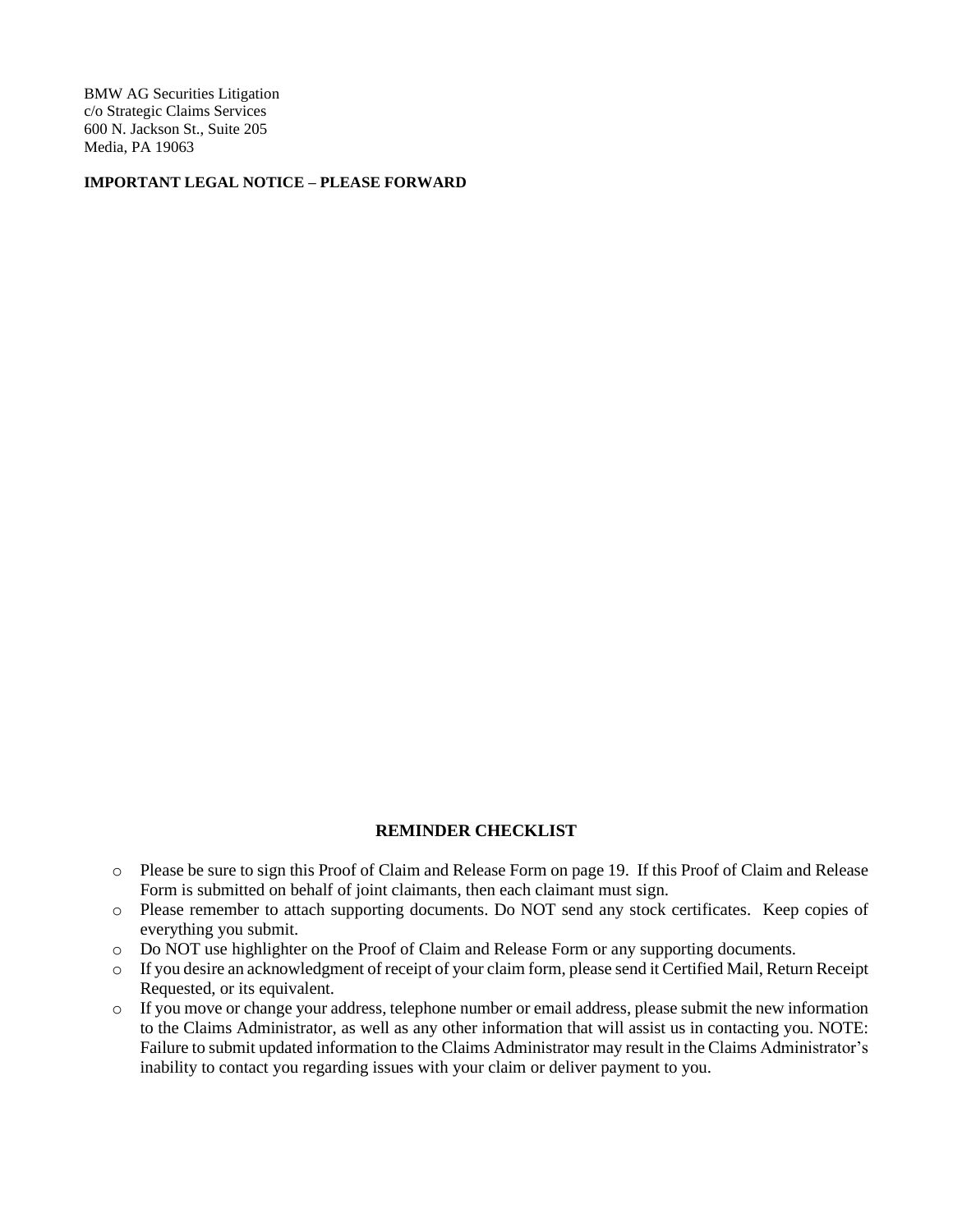BMW AG Securities Litigation
c/o Strategic Claims Services
600 N. Jackson St., Suite 205
Media, PA 19063

**IMPORTANT LEGAL NOTICE – PLEASE FORWARD**

## REMINDER CHECKLIST

- Please be sure to sign this Proof of Claim and Release Form on page 19. If this Proof of Claim and Release Form is submitted on behalf of joint claimants, then each claimant must sign.
- Please remember to attach supporting documents. Do NOT send any stock certificates. Keep copies of everything you submit.
- Do NOT use highlighter on the Proof of Claim and Release Form or any supporting documents.
- If you desire an acknowledgment of receipt of your claim form, please send it Certified Mail, Return Receipt Requested, or its equivalent.
- If you move or change your address, telephone number or email address, please submit the new information to the Claims Administrator, as well as any other information that will assist us in contacting you. NOTE: Failure to submit updated information to the Claims Administrator may result in the Claims Administrator's inability to contact you regarding issues with your claim or deliver payment to you.